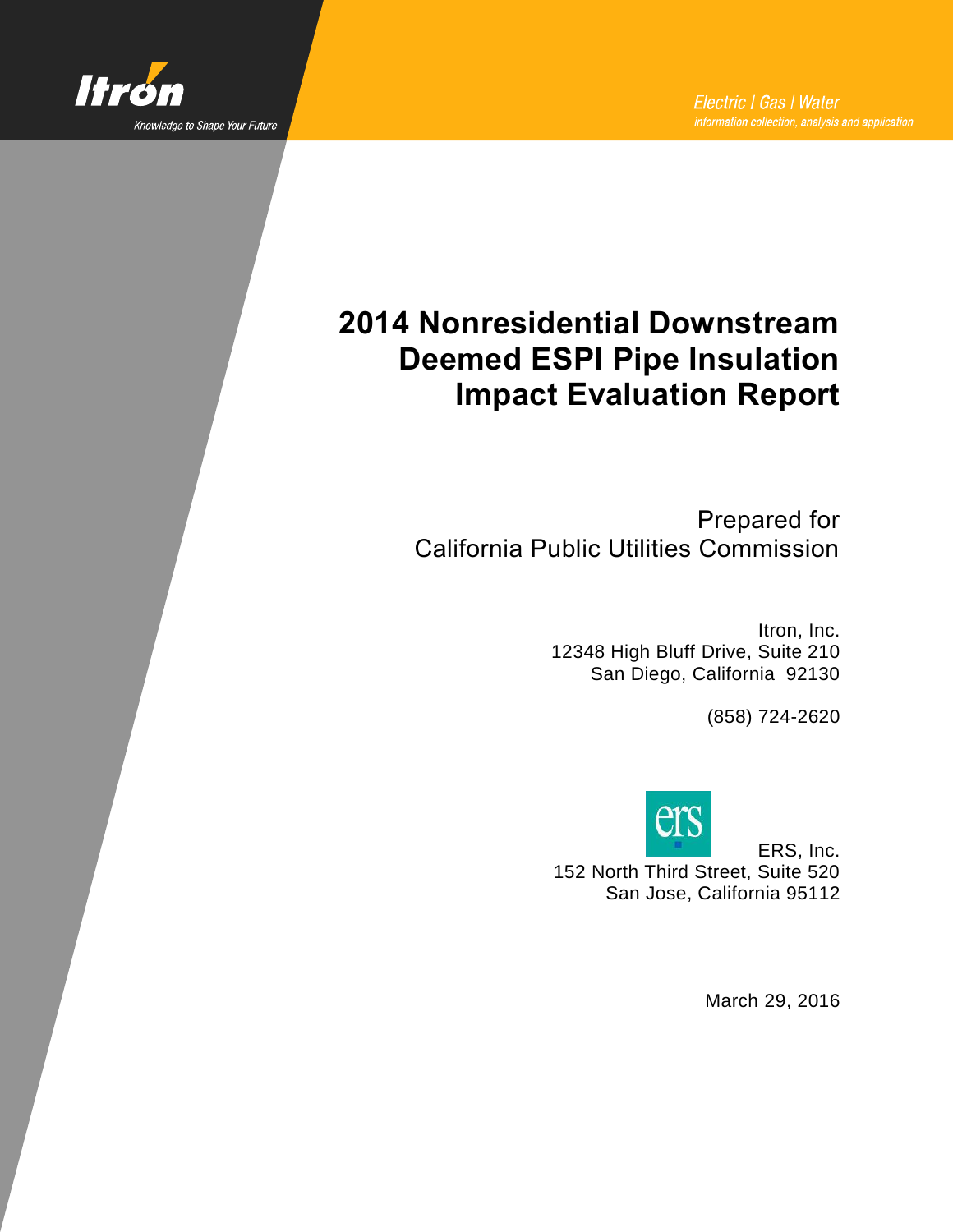Itron

Knowledge to Shape Your Future

*Electric | Gas | Water*
*information collection, analysis and application*

# 2014 Nonresidential Downstream Deemed ESPI Pipe Insulation Impact Evaluation Report

Prepared for
California Public Utilities Commission

Itron, Inc.
12348 High Bluff Drive, Suite 210
San Diego, California 92130

(858) 724-2620

ERS, Inc.
152 North Third Street, Suite 520
San Jose, California 95112

March 29, 2016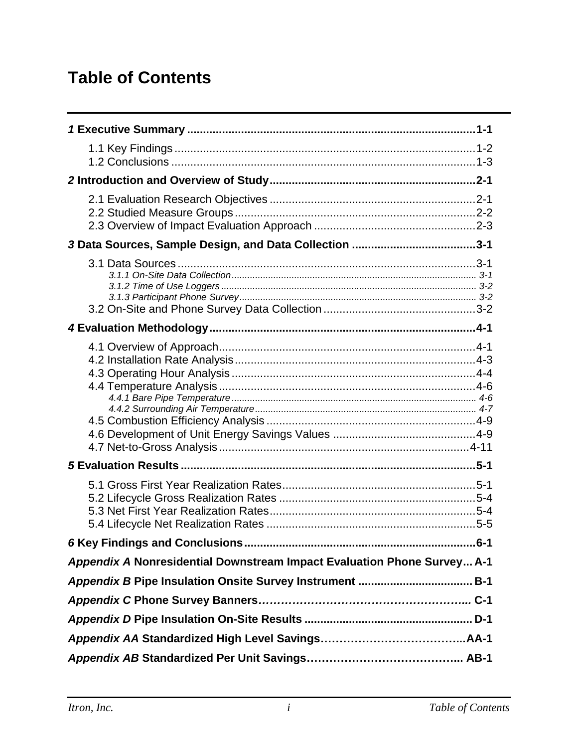# Table of Contents

**1 Executive Summary** .......... **1-1**

- 1.1 Key Findings .......... 1-2
- 1.2 Conclusions .......... 1-3

**2 Introduction and Overview of Study** .......... **2-1**

- 2.1 Evaluation Research Objectives .......... 2-1
- 2.2 Studied Measure Groups .......... 2-2
- 2.3 Overview of Impact Evaluation Approach .......... 2-3

**3 Data Sources, Sample Design, and Data Collection** .......... **3-1**

- 3.1 Data Sources .......... 3-1
  - *3.1.1 On-Site Data Collection* .......... *3-1*
  - *3.1.2 Time of Use Loggers* .......... *3-2*
  - *3.1.3 Participant Phone Survey* .......... *3-2*
- 3.2 On-Site and Phone Survey Data Collection .......... 3-2

**4 Evaluation Methodology** .......... **4-1**

- 4.1 Overview of Approach .......... 4-1
- 4.2 Installation Rate Analysis .......... 4-3
- 4.3 Operating Hour Analysis .......... 4-4
- 4.4 Temperature Analysis .......... 4-6
  - *4.4.1 Bare Pipe Temperature* .......... *4-6*
  - *4.4.2 Surrounding Air Temperature* .......... *4-7*
- 4.5 Combustion Efficiency Analysis .......... 4-9
- 4.6 Development of Unit Energy Savings Values .......... 4-9
- 4.7 Net-to-Gross Analysis .......... 4-11

**5 Evaluation Results** .......... **5-1**

- 5.1 Gross First Year Realization Rates .......... 5-1
- 5.2 Lifecycle Gross Realization Rates .......... 5-4
- 5.3 Net First Year Realization Rates .......... 5-4
- 5.4 Lifecycle Net Realization Rates .......... 5-5

**6 Key Findings and Conclusions** .......... **6-1**

***Appendix A* Nonresidential Downstream Impact Evaluation Phone Survey** .......... **A-1**

***Appendix B* Pipe Insulation Onsite Survey Instrument** .......... **B-1**

***Appendix C* Phone Survey Banners** .......... **C-1**

***Appendix D* Pipe Insulation On-Site Results** .......... **D-1**

***Appendix AA* Standardized High Level Savings** .......... **AA-1**

***Appendix AB* Standardized Per Unit Savings** .......... **AB-1**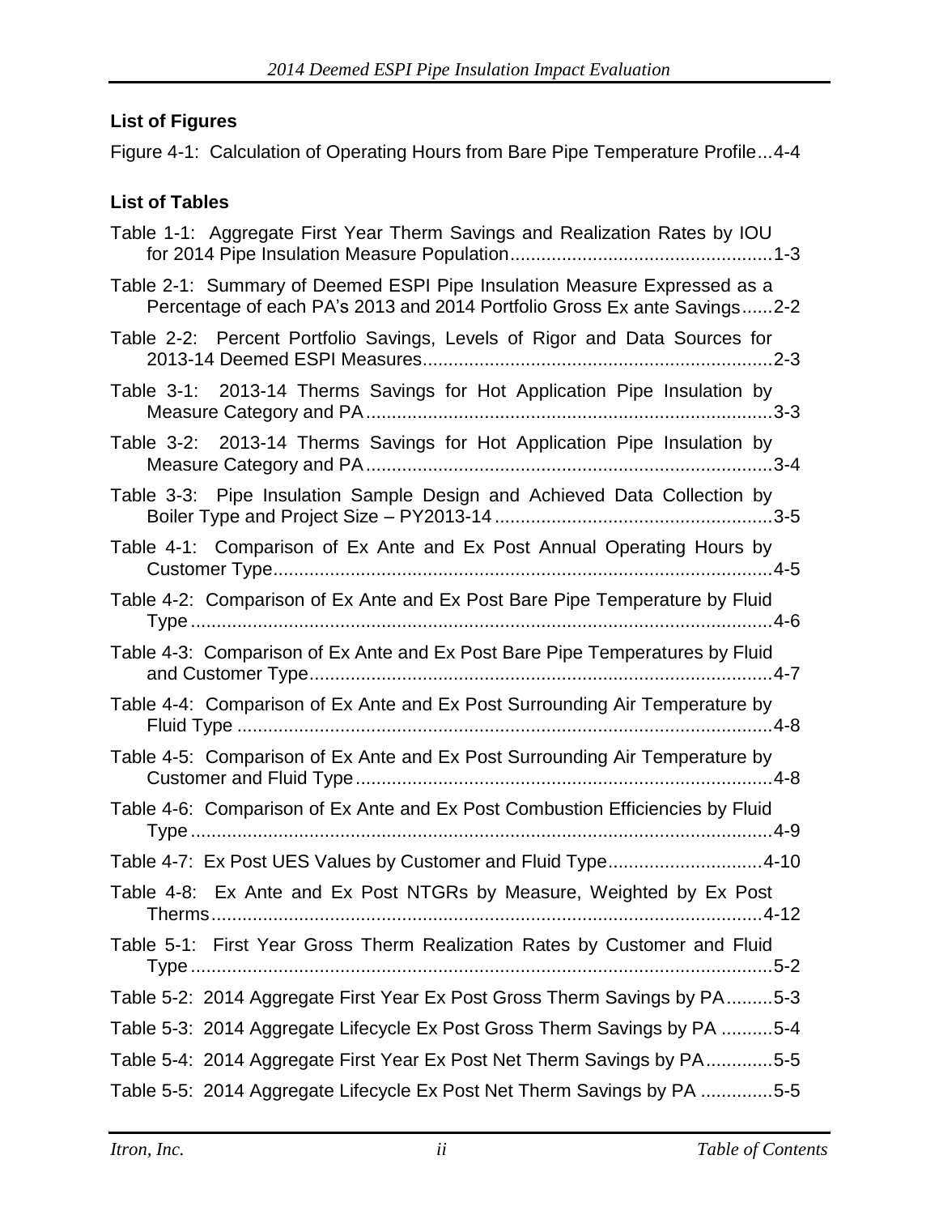### List of Figures

Figure 4-1: Calculation of Operating Hours from Bare Pipe Temperature Profile...4-4

### List of Tables

Table 1-1: Aggregate First Year Therm Savings and Realization Rates by IOU for 2014 Pipe Insulation Measure Population...1-3

Table 2-1: Summary of Deemed ESPI Pipe Insulation Measure Expressed as a Percentage of each PA's 2013 and 2014 Portfolio Gross Ex ante Savings...2-2

Table 2-2: Percent Portfolio Savings, Levels of Rigor and Data Sources for 2013-14 Deemed ESPI Measures...2-3

Table 3-1: 2013-14 Therms Savings for Hot Application Pipe Insulation by Measure Category and PA...3-3

Table 3-2: 2013-14 Therms Savings for Hot Application Pipe Insulation by Measure Category and PA...3-4

Table 3-3: Pipe Insulation Sample Design and Achieved Data Collection by Boiler Type and Project Size – PY2013-14...3-5

Table 4-1: Comparison of Ex Ante and Ex Post Annual Operating Hours by Customer Type...4-5

Table 4-2: Comparison of Ex Ante and Ex Post Bare Pipe Temperature by Fluid Type...4-6

Table 4-3: Comparison of Ex Ante and Ex Post Bare Pipe Temperatures by Fluid and Customer Type...4-7

Table 4-4: Comparison of Ex Ante and Ex Post Surrounding Air Temperature by Fluid Type...4-8

Table 4-5: Comparison of Ex Ante and Ex Post Surrounding Air Temperature by Customer and Fluid Type...4-8

Table 4-6: Comparison of Ex Ante and Ex Post Combustion Efficiencies by Fluid Type...4-9

Table 4-7: Ex Post UES Values by Customer and Fluid Type...4-10

Table 4-8: Ex Ante and Ex Post NTGRs by Measure, Weighted by Ex Post Therms...4-12

Table 5-1: First Year Gross Therm Realization Rates by Customer and Fluid Type...5-2

Table 5-2: 2014 Aggregate First Year Ex Post Gross Therm Savings by PA...5-3

Table 5-3: 2014 Aggregate Lifecycle Ex Post Gross Therm Savings by PA...5-4

Table 5-4: 2014 Aggregate First Year Ex Post Net Therm Savings by PA...5-5

Table 5-5: 2014 Aggregate Lifecycle Ex Post Net Therm Savings by PA...5-5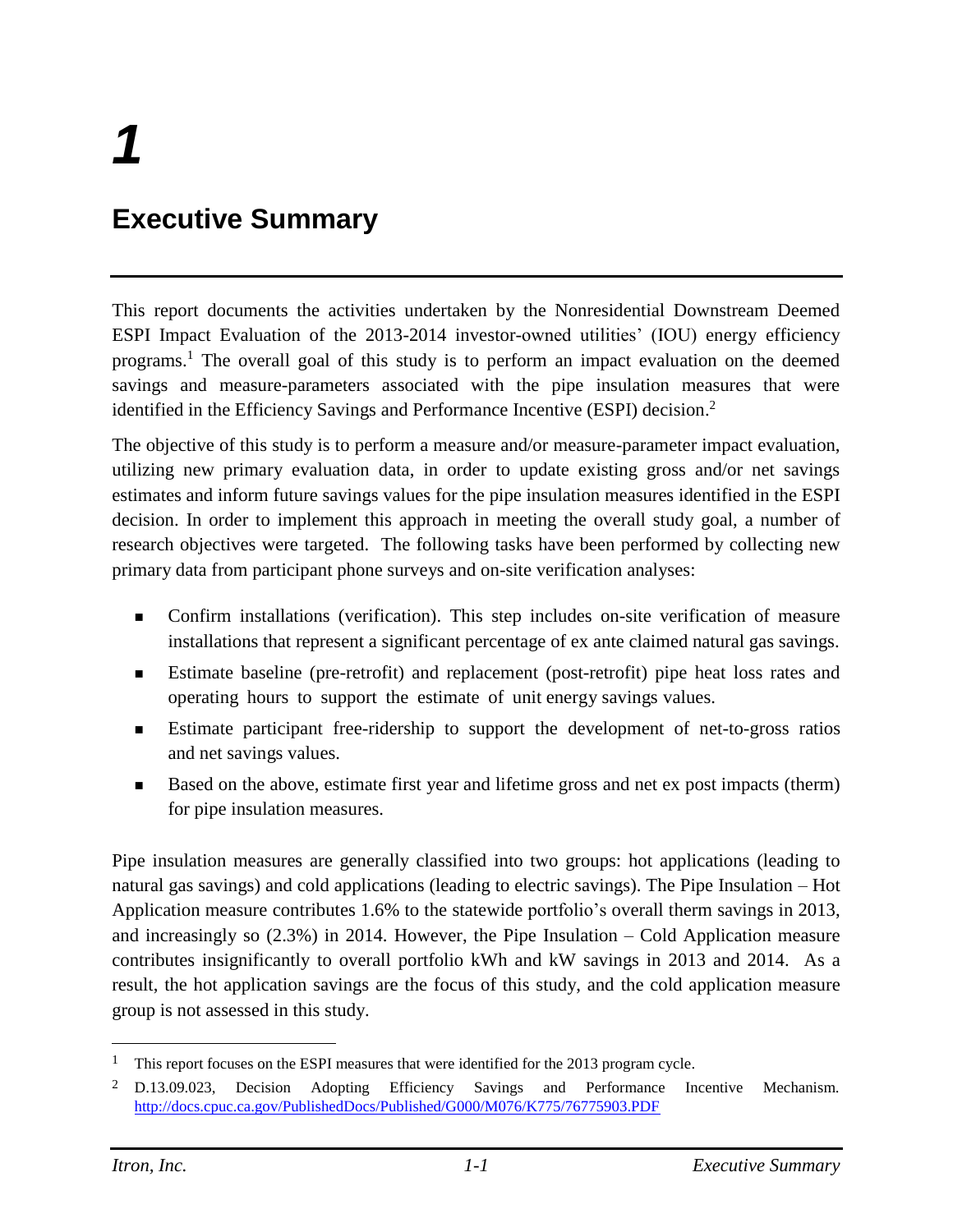# 1

# Executive Summary

This report documents the activities undertaken by the Nonresidential Downstream Deemed ESPI Impact Evaluation of the 2013-2014 investor-owned utilities' (IOU) energy efficiency programs.[1] The overall goal of this study is to perform an impact evaluation on the deemed savings and measure-parameters associated with the pipe insulation measures that were identified in the Efficiency Savings and Performance Incentive (ESPI) decision.[2]

The objective of this study is to perform a measure and/or measure-parameter impact evaluation, utilizing new primary evaluation data, in order to update existing gross and/or net savings estimates and inform future savings values for the pipe insulation measures identified in the ESPI decision. In order to implement this approach in meeting the overall study goal, a number of research objectives were targeted. The following tasks have been performed by collecting new primary data from participant phone surveys and on-site verification analyses:

- Confirm installations (verification). This step includes on-site verification of measure installations that represent a significant percentage of ex ante claimed natural gas savings.
- Estimate baseline (pre-retrofit) and replacement (post-retrofit) pipe heat loss rates and operating hours to support the estimate of unit energy savings values.
- Estimate participant free-ridership to support the development of net-to-gross ratios and net savings values.
- Based on the above, estimate first year and lifetime gross and net ex post impacts (therm) for pipe insulation measures.

Pipe insulation measures are generally classified into two groups: hot applications (leading to natural gas savings) and cold applications (leading to electric savings). The Pipe Insulation – Hot Application measure contributes 1.6% to the statewide portfolio's overall therm savings in 2013, and increasingly so (2.3%) in 2014. However, the Pipe Insulation – Cold Application measure contributes insignificantly to overall portfolio kWh and kW savings in 2013 and 2014. As a result, the hot application savings are the focus of this study, and the cold application measure group is not assessed in this study.

---

[1] This report focuses on the ESPI measures that were identified for the 2013 program cycle.

[2] D.13.09.023, Decision Adopting Efficiency Savings and Performance Incentive Mechanism. http://docs.cpuc.ca.gov/PublishedDocs/Published/G000/M076/K775/76775903.PDF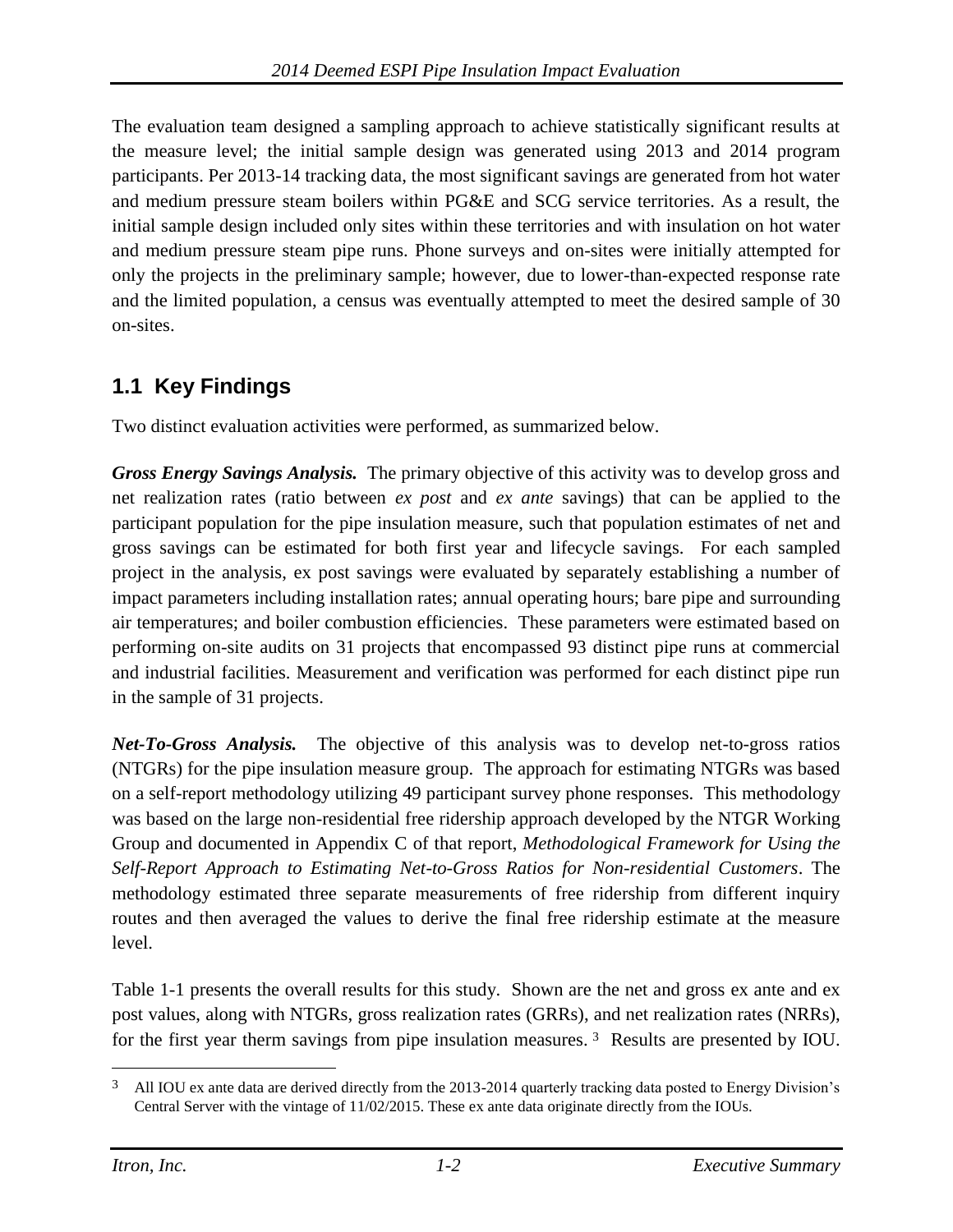The evaluation team designed a sampling approach to achieve statistically significant results at the measure level; the initial sample design was generated using 2013 and 2014 program participants. Per 2013-14 tracking data, the most significant savings are generated from hot water and medium pressure steam boilers within PG&E and SCG service territories. As a result, the initial sample design included only sites within these territories and with insulation on hot water and medium pressure steam pipe runs. Phone surveys and on-sites were initially attempted for only the projects in the preliminary sample; however, due to lower-than-expected response rate and the limited population, a census was eventually attempted to meet the desired sample of 30 on-sites.

## 1.1 Key Findings

Two distinct evaluation activities were performed, as summarized below.

***Gross Energy Savings Analysis.*** The primary objective of this activity was to develop gross and net realization rates (ratio between *ex post* and *ex ante* savings) that can be applied to the participant population for the pipe insulation measure, such that population estimates of net and gross savings can be estimated for both first year and lifecycle savings. For each sampled project in the analysis, ex post savings were evaluated by separately establishing a number of impact parameters including installation rates; annual operating hours; bare pipe and surrounding air temperatures; and boiler combustion efficiencies. These parameters were estimated based on performing on-site audits on 31 projects that encompassed 93 distinct pipe runs at commercial and industrial facilities. Measurement and verification was performed for each distinct pipe run in the sample of 31 projects.

***Net-To-Gross Analysis.*** The objective of this analysis was to develop net-to-gross ratios (NTGRs) for the pipe insulation measure group. The approach for estimating NTGRs was based on a self-report methodology utilizing 49 participant survey phone responses. This methodology was based on the large non-residential free ridership approach developed by the NTGR Working Group and documented in Appendix C of that report, *Methodological Framework for Using the Self-Report Approach to Estimating Net-to-Gross Ratios for Non-residential Customers*. The methodology estimated three separate measurements of free ridership from different inquiry routes and then averaged the values to derive the final free ridership estimate at the measure level.

Table 1-1 presents the overall results for this study. Shown are the net and gross ex ante and ex post values, along with NTGRs, gross realization rates (GRRs), and net realization rates (NRRs), for the first year therm savings from pipe insulation measures. [3] Results are presented by IOU.

[3] All IOU ex ante data are derived directly from the 2013-2014 quarterly tracking data posted to Energy Division's Central Server with the vintage of 11/02/2015. These ex ante data originate directly from the IOUs.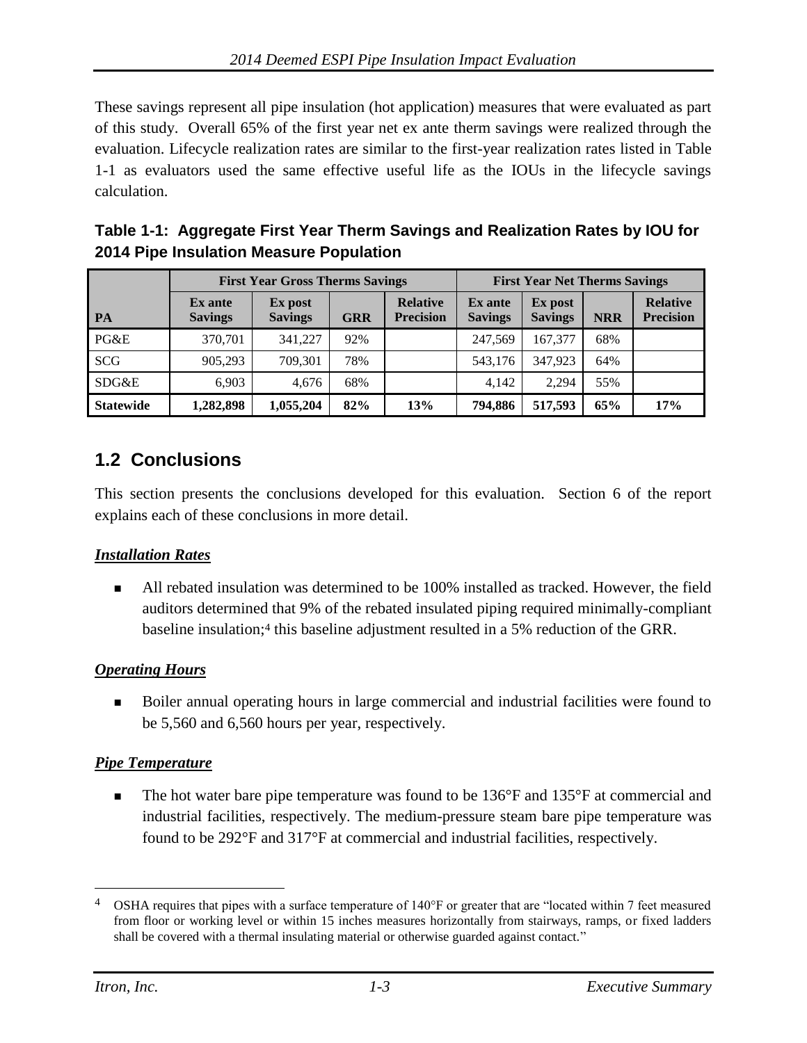These savings represent all pipe insulation (hot application) measures that were evaluated as part of this study. Overall 65% of the first year net ex ante therm savings were realized through the evaluation. Lifecycle realization rates are similar to the first-year realization rates listed in Table 1-1 as evaluators used the same effective useful life as the IOUs in the lifecycle savings calculation.

**Table 1-1: Aggregate First Year Therm Savings and Realization Rates by IOU for 2014 Pipe Insulation Measure Population**

| | First Year Gross Therms Savings | | | | First Year Net Therms Savings | | | |
|---|---|---|---|---|---|---|---|---|
| **PA** | **Ex ante Savings** | **Ex post Savings** | **GRR** | **Relative Precision** | **Ex ante Savings** | **Ex post Savings** | **NRR** | **Relative Precision** |
| PG&E | 370,701 | 341,227 | 92% | | 247,569 | 167,377 | 68% | |
| SCG | 905,293 | 709,301 | 78% | | 543,176 | 347,923 | 64% | |
| SDG&E | 6,903 | 4,676 | 68% | | 4,142 | 2,294 | 55% | |
| **Statewide** | **1,282,898** | **1,055,204** | **82%** | **13%** | **794,886** | **517,593** | **65%** | **17%** |

## 1.2 Conclusions

This section presents the conclusions developed for this evaluation. Section 6 of the report explains each of these conclusions in more detail.

***Installation Rates***

- All rebated insulation was determined to be 100% installed as tracked. However, the field auditors determined that 9% of the rebated insulated piping required minimally-compliant baseline insulation;[4] this baseline adjustment resulted in a 5% reduction of the GRR.

***Operating Hours***

- Boiler annual operating hours in large commercial and industrial facilities were found to be 5,560 and 6,560 hours per year, respectively.

***Pipe Temperature***

- The hot water bare pipe temperature was found to be 136°F and 135°F at commercial and industrial facilities, respectively. The medium-pressure steam bare pipe temperature was found to be 292°F and 317°F at commercial and industrial facilities, respectively.

[4] OSHA requires that pipes with a surface temperature of 140°F or greater that are "located within 7 feet measured from floor or working level or within 15 inches measures horizontally from stairways, ramps, or fixed ladders shall be covered with a thermal insulating material or otherwise guarded against contact."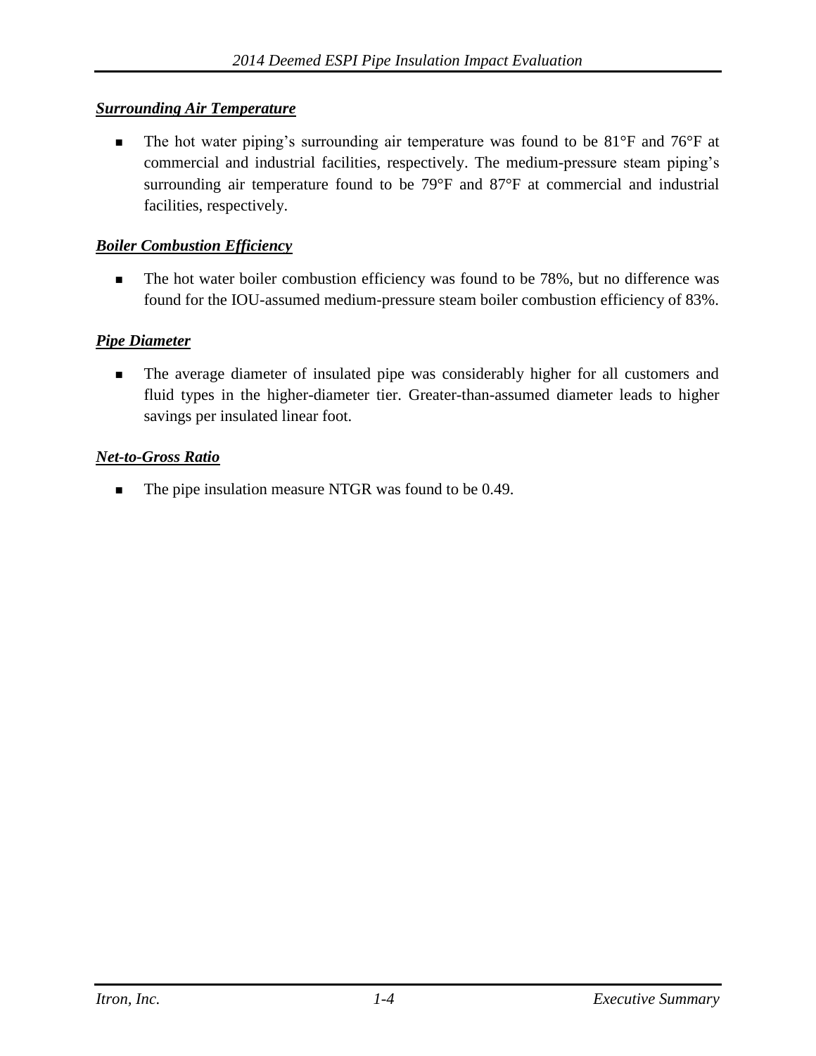***Surrounding Air Temperature***

- The hot water piping's surrounding air temperature was found to be 81°F and 76°F at commercial and industrial facilities, respectively. The medium-pressure steam piping's surrounding air temperature found to be 79°F and 87°F at commercial and industrial facilities, respectively.

***Boiler Combustion Efficiency***

- The hot water boiler combustion efficiency was found to be 78%, but no difference was found for the IOU-assumed medium-pressure steam boiler combustion efficiency of 83%.

***Pipe Diameter***

- The average diameter of insulated pipe was considerably higher for all customers and fluid types in the higher-diameter tier. Greater-than-assumed diameter leads to higher savings per insulated linear foot.

***Net-to-Gross Ratio***

- The pipe insulation measure NTGR was found to be 0.49.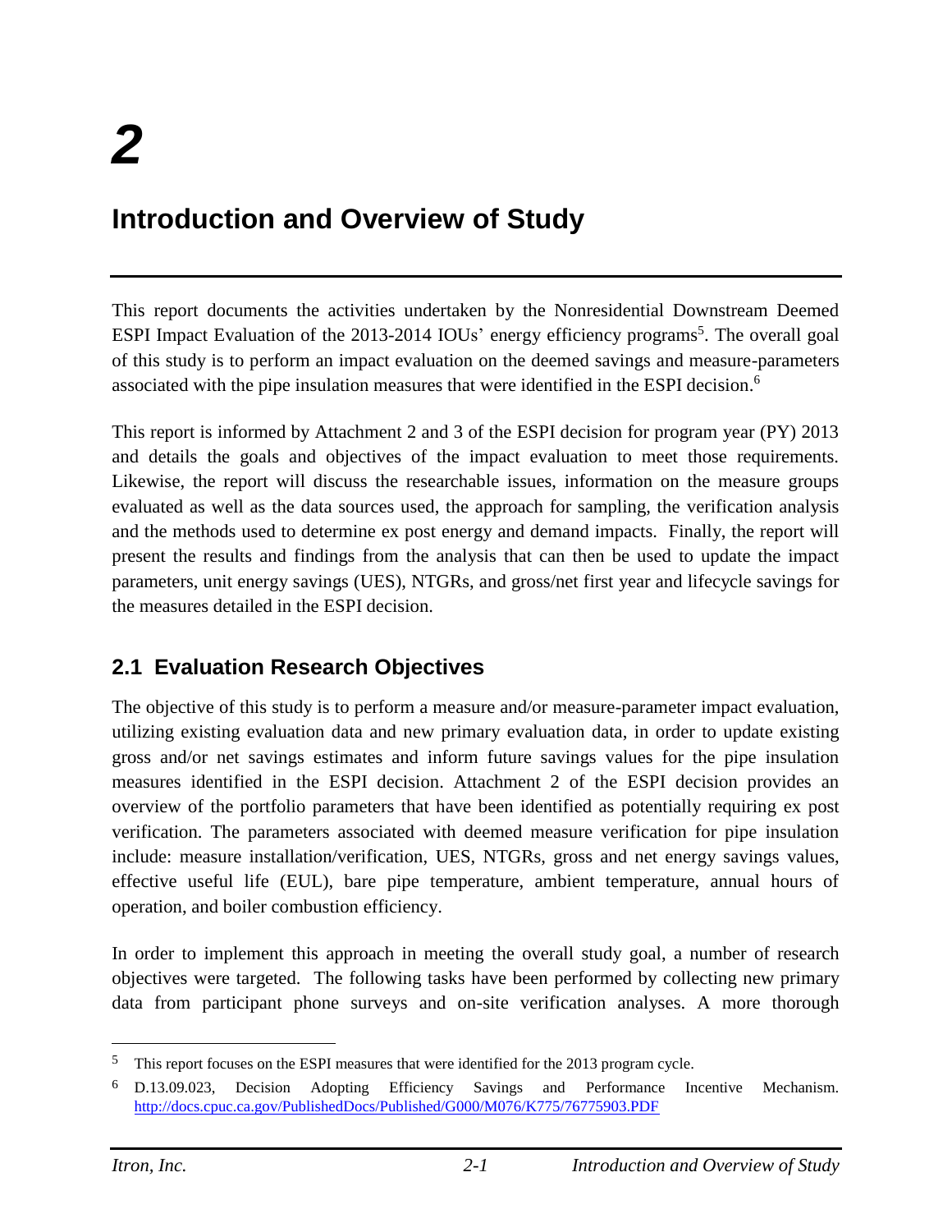# 2

# Introduction and Overview of Study

This report documents the activities undertaken by the Nonresidential Downstream Deemed ESPI Impact Evaluation of the 2013-2014 IOUs' energy efficiency programs[5]. The overall goal of this study is to perform an impact evaluation on the deemed savings and measure-parameters associated with the pipe insulation measures that were identified in the ESPI decision.[6]

This report is informed by Attachment 2 and 3 of the ESPI decision for program year (PY) 2013 and details the goals and objectives of the impact evaluation to meet those requirements. Likewise, the report will discuss the researchable issues, information on the measure groups evaluated as well as the data sources used, the approach for sampling, the verification analysis and the methods used to determine ex post energy and demand impacts. Finally, the report will present the results and findings from the analysis that can then be used to update the impact parameters, unit energy savings (UES), NTGRs, and gross/net first year and lifecycle savings for the measures detailed in the ESPI decision.

## 2.1 Evaluation Research Objectives

The objective of this study is to perform a measure and/or measure-parameter impact evaluation, utilizing existing evaluation data and new primary evaluation data, in order to update existing gross and/or net savings estimates and inform future savings values for the pipe insulation measures identified in the ESPI decision. Attachment 2 of the ESPI decision provides an overview of the portfolio parameters that have been identified as potentially requiring ex post verification. The parameters associated with deemed measure verification for pipe insulation include: measure installation/verification, UES, NTGRs, gross and net energy savings values, effective useful life (EUL), bare pipe temperature, ambient temperature, annual hours of operation, and boiler combustion efficiency.

In order to implement this approach in meeting the overall study goal, a number of research objectives were targeted. The following tasks have been performed by collecting new primary data from participant phone surveys and on-site verification analyses. A more thorough

---

[5] This report focuses on the ESPI measures that were identified for the 2013 program cycle.

[6] D.13.09.023, Decision Adopting Efficiency Savings and Performance Incentive Mechanism. http://docs.cpuc.ca.gov/PublishedDocs/Published/G000/M076/K775/76775903.PDF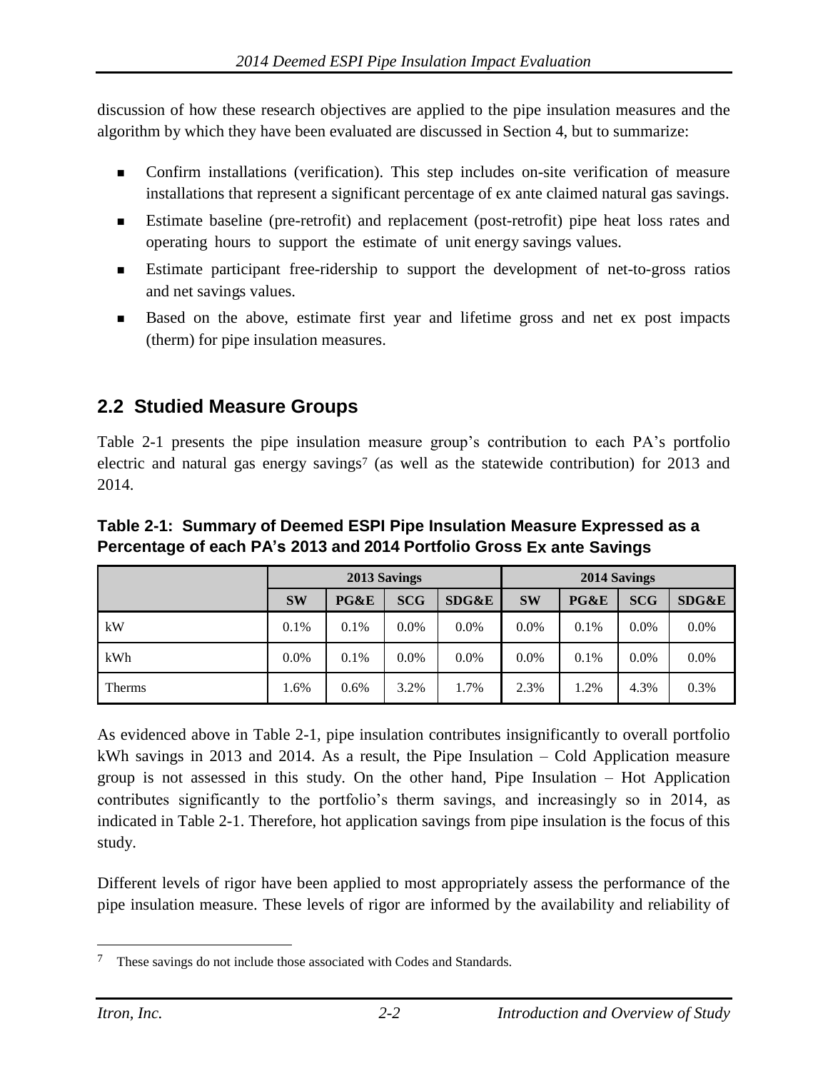discussion of how these research objectives are applied to the pipe insulation measures and the algorithm by which they have been evaluated are discussed in Section 4, but to summarize:

- Confirm installations (verification). This step includes on-site verification of measure installations that represent a significant percentage of ex ante claimed natural gas savings.
- Estimate baseline (pre-retrofit) and replacement (post-retrofit) pipe heat loss rates and operating hours to support the estimate of unit energy savings values.
- Estimate participant free-ridership to support the development of net-to-gross ratios and net savings values.
- Based on the above, estimate first year and lifetime gross and net ex post impacts (therm) for pipe insulation measures.

## 2.2 Studied Measure Groups

Table 2-1 presents the pipe insulation measure group's contribution to each PA's portfolio electric and natural gas energy savings[7] (as well as the statewide contribution) for 2013 and 2014.

**Table 2-1: Summary of Deemed ESPI Pipe Insulation Measure Expressed as a Percentage of each PA's 2013 and 2014 Portfolio Gross Ex ante Savings**

| | 2013 Savings | | | | 2014 Savings | | | |
|---|---|---|---|---|---|---|---|---|
| | SW | PG&E | SCG | SDG&E | SW | PG&E | SCG | SDG&E |
| kW | 0.1% | 0.1% | 0.0% | 0.0% | 0.0% | 0.1% | 0.0% | 0.0% |
| kWh | 0.0% | 0.1% | 0.0% | 0.0% | 0.0% | 0.1% | 0.0% | 0.0% |
| Therms | 1.6% | 0.6% | 3.2% | 1.7% | 2.3% | 1.2% | 4.3% | 0.3% |

As evidenced above in Table 2-1, pipe insulation contributes insignificantly to overall portfolio kWh savings in 2013 and 2014. As a result, the Pipe Insulation – Cold Application measure group is not assessed in this study. On the other hand, Pipe Insulation – Hot Application contributes significantly to the portfolio's therm savings, and increasingly so in 2014, as indicated in Table 2-1. Therefore, hot application savings from pipe insulation is the focus of this study.

Different levels of rigor have been applied to most appropriately assess the performance of the pipe insulation measure. These levels of rigor are informed by the availability and reliability of

[7] These savings do not include those associated with Codes and Standards.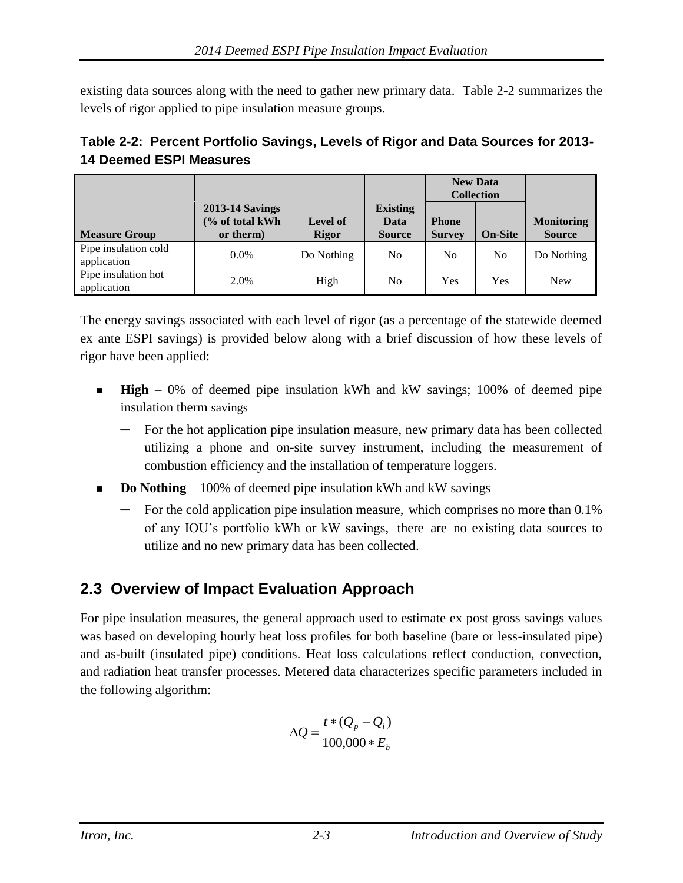existing data sources along with the need to gather new primary data. Table 2-2 summarizes the levels of rigor applied to pipe insulation measure groups.

**Table 2-2: Percent Portfolio Savings, Levels of Rigor and Data Sources for 2013-14 Deemed ESPI Measures**

| Measure Group | 2013-14 Savings (% of total kWh or therm) | Level of Rigor | Existing Data Source | New Data Collection | | Monitoring Source |
|---|---|---|---|---|---|---|
| | | | | Phone Survey | On-Site | |
| Pipe insulation cold application | 0.0% | Do Nothing | No | No | No | Do Nothing |
| Pipe insulation hot application | 2.0% | High | No | Yes | Yes | New |

The energy savings associated with each level of rigor (as a percentage of the statewide deemed ex ante ESPI savings) is provided below along with a brief discussion of how these levels of rigor have been applied:

- **High** – 0% of deemed pipe insulation kWh and kW savings; 100% of deemed pipe insulation therm savings
  - For the hot application pipe insulation measure, new primary data has been collected utilizing a phone and on-site survey instrument, including the measurement of combustion efficiency and the installation of temperature loggers.
- **Do Nothing** – 100% of deemed pipe insulation kWh and kW savings
  - For the cold application pipe insulation measure, which comprises no more than 0.1% of any IOU's portfolio kWh or kW savings, there are no existing data sources to utilize and no new primary data has been collected.

## 2.3 Overview of Impact Evaluation Approach

For pipe insulation measures, the general approach used to estimate ex post gross savings values was based on developing hourly heat loss profiles for both baseline (bare or less-insulated pipe) and as-built (insulated pipe) conditions. Heat loss calculations reflect conduction, convection, and radiation heat transfer processes. Metered data characterizes specific parameters included in the following algorithm:

$$\Delta Q = \frac{t * (Q_p - Q_i)}{100{,}000 * E_b}$$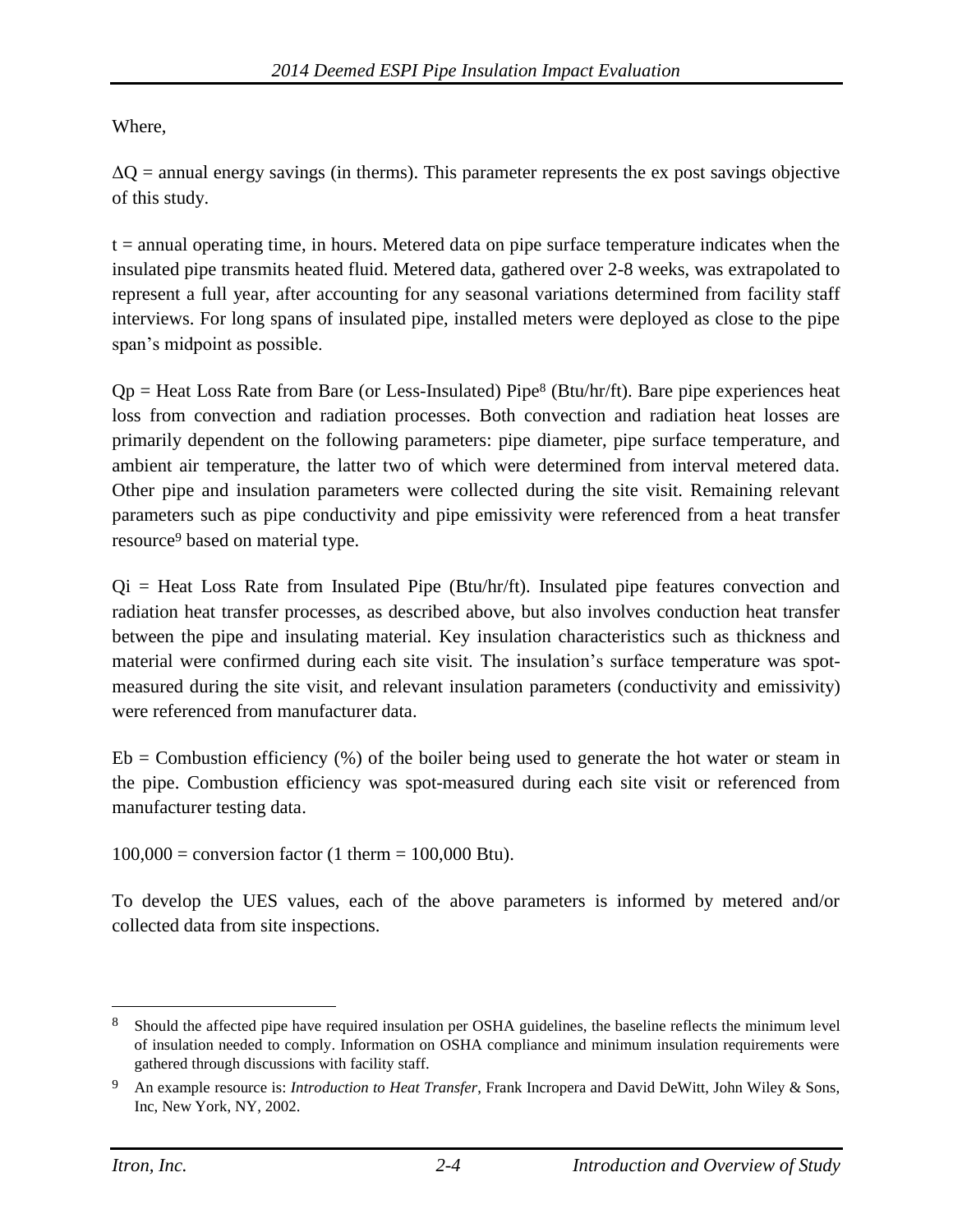Where,

$\Delta Q$ = annual energy savings (in therms). This parameter represents the ex post savings objective of this study.

t = annual operating time, in hours. Metered data on pipe surface temperature indicates when the insulated pipe transmits heated fluid. Metered data, gathered over 2-8 weeks, was extrapolated to represent a full year, after accounting for any seasonal variations determined from facility staff interviews. For long spans of insulated pipe, installed meters were deployed as close to the pipe span's midpoint as possible.

Qp = Heat Loss Rate from Bare (or Less-Insulated) Pipe[8] (Btu/hr/ft). Bare pipe experiences heat loss from convection and radiation processes. Both convection and radiation heat losses are primarily dependent on the following parameters: pipe diameter, pipe surface temperature, and ambient air temperature, the latter two of which were determined from interval metered data. Other pipe and insulation parameters were collected during the site visit. Remaining relevant parameters such as pipe conductivity and pipe emissivity were referenced from a heat transfer resource[9] based on material type.

Qi = Heat Loss Rate from Insulated Pipe (Btu/hr/ft). Insulated pipe features convection and radiation heat transfer processes, as described above, but also involves conduction heat transfer between the pipe and insulating material. Key insulation characteristics such as thickness and material were confirmed during each site visit. The insulation's surface temperature was spot-measured during the site visit, and relevant insulation parameters (conductivity and emissivity) were referenced from manufacturer data.

Eb = Combustion efficiency (%) of the boiler being used to generate the hot water or steam in the pipe. Combustion efficiency was spot-measured during each site visit or referenced from manufacturer testing data.

100,000 = conversion factor (1 therm = 100,000 Btu).

To develop the UES values, each of the above parameters is informed by metered and/or collected data from site inspections.

---

[8] Should the affected pipe have required insulation per OSHA guidelines, the baseline reflects the minimum level of insulation needed to comply. Information on OSHA compliance and minimum insulation requirements were gathered through discussions with facility staff.

[9] An example resource is: *Introduction to Heat Transfer*, Frank Incropera and David DeWitt, John Wiley & Sons, Inc, New York, NY, 2002.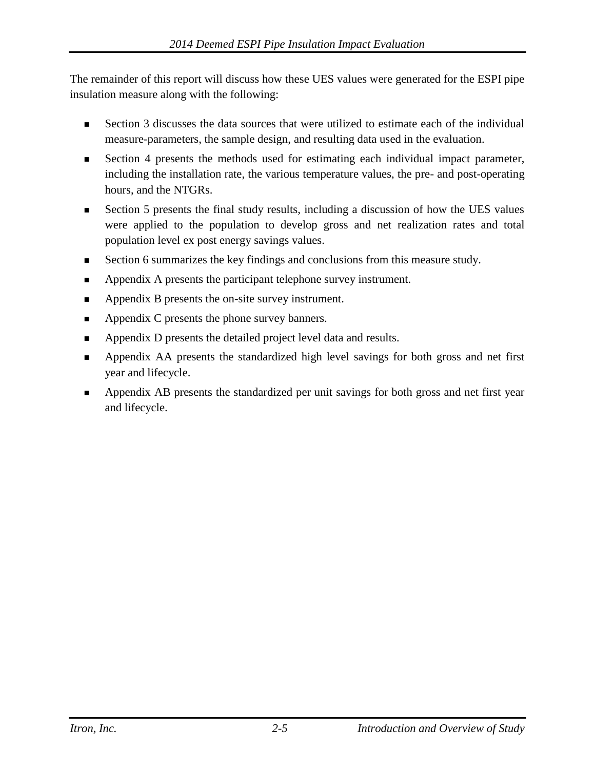The remainder of this report will discuss how these UES values were generated for the ESPI pipe insulation measure along with the following:

- Section 3 discusses the data sources that were utilized to estimate each of the individual measure-parameters, the sample design, and resulting data used in the evaluation.
- Section 4 presents the methods used for estimating each individual impact parameter, including the installation rate, the various temperature values, the pre- and post-operating hours, and the NTGRs.
- Section 5 presents the final study results, including a discussion of how the UES values were applied to the population to develop gross and net realization rates and total population level ex post energy savings values.
- Section 6 summarizes the key findings and conclusions from this measure study.
- Appendix A presents the participant telephone survey instrument.
- Appendix B presents the on-site survey instrument.
- Appendix C presents the phone survey banners.
- Appendix D presents the detailed project level data and results.
- Appendix AA presents the standardized high level savings for both gross and net first year and lifecycle.
- Appendix AB presents the standardized per unit savings for both gross and net first year and lifecycle.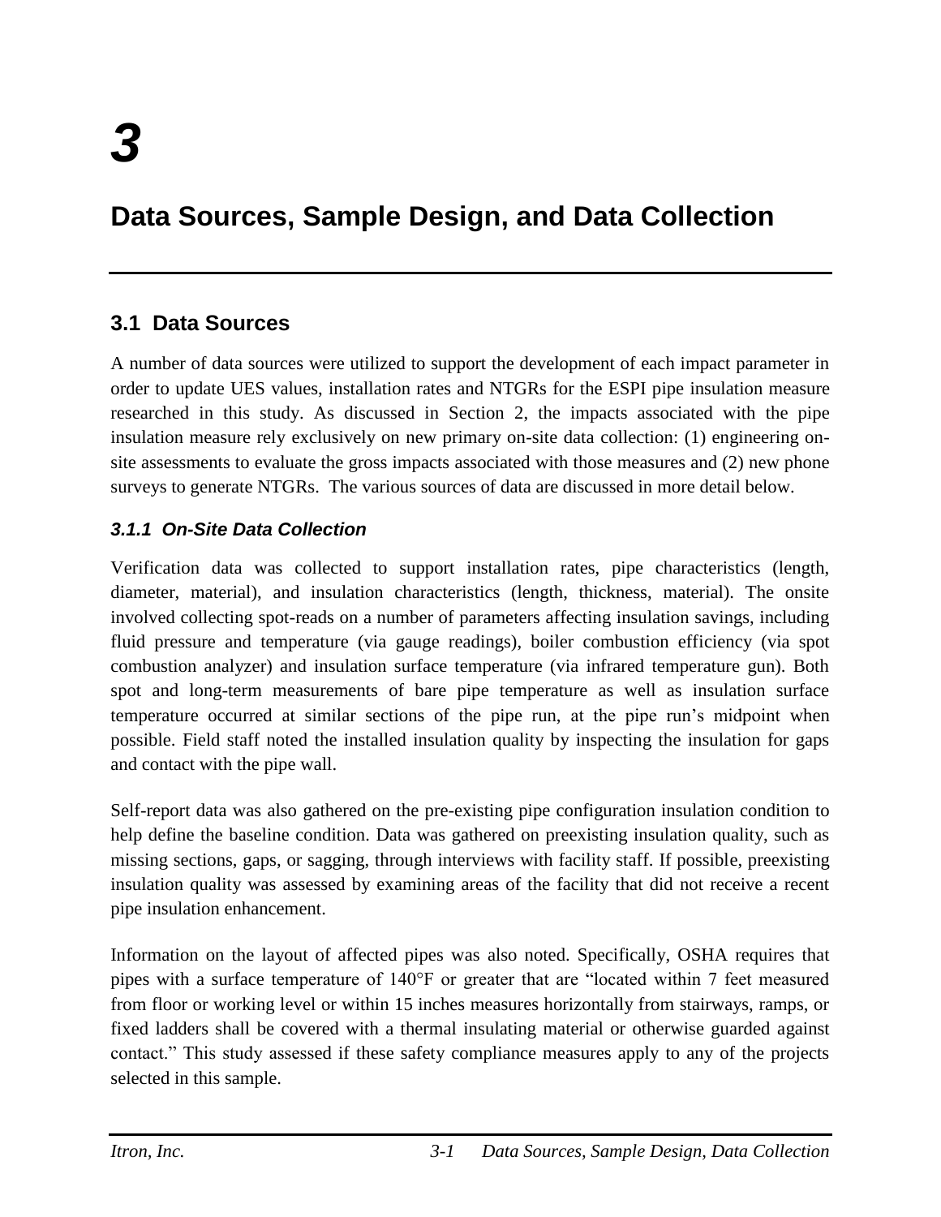# 3

# Data Sources, Sample Design, and Data Collection

## 3.1 Data Sources

A number of data sources were utilized to support the development of each impact parameter in order to update UES values, installation rates and NTGRs for the ESPI pipe insulation measure researched in this study. As discussed in Section 2, the impacts associated with the pipe insulation measure rely exclusively on new primary on-site data collection: (1) engineering on-site assessments to evaluate the gross impacts associated with those measures and (2) new phone surveys to generate NTGRs. The various sources of data are discussed in more detail below.

### *3.1.1 On-Site Data Collection*

Verification data was collected to support installation rates, pipe characteristics (length, diameter, material), and insulation characteristics (length, thickness, material). The onsite involved collecting spot-reads on a number of parameters affecting insulation savings, including fluid pressure and temperature (via gauge readings), boiler combustion efficiency (via spot combustion analyzer) and insulation surface temperature (via infrared temperature gun). Both spot and long-term measurements of bare pipe temperature as well as insulation surface temperature occurred at similar sections of the pipe run, at the pipe run's midpoint when possible. Field staff noted the installed insulation quality by inspecting the insulation for gaps and contact with the pipe wall.

Self-report data was also gathered on the pre-existing pipe configuration insulation condition to help define the baseline condition. Data was gathered on preexisting insulation quality, such as missing sections, gaps, or sagging, through interviews with facility staff. If possible, preexisting insulation quality was assessed by examining areas of the facility that did not receive a recent pipe insulation enhancement.

Information on the layout of affected pipes was also noted. Specifically, OSHA requires that pipes with a surface temperature of 140°F or greater that are "located within 7 feet measured from floor or working level or within 15 inches measures horizontally from stairways, ramps, or fixed ladders shall be covered with a thermal insulating material or otherwise guarded against contact." This study assessed if these safety compliance measures apply to any of the projects selected in this sample.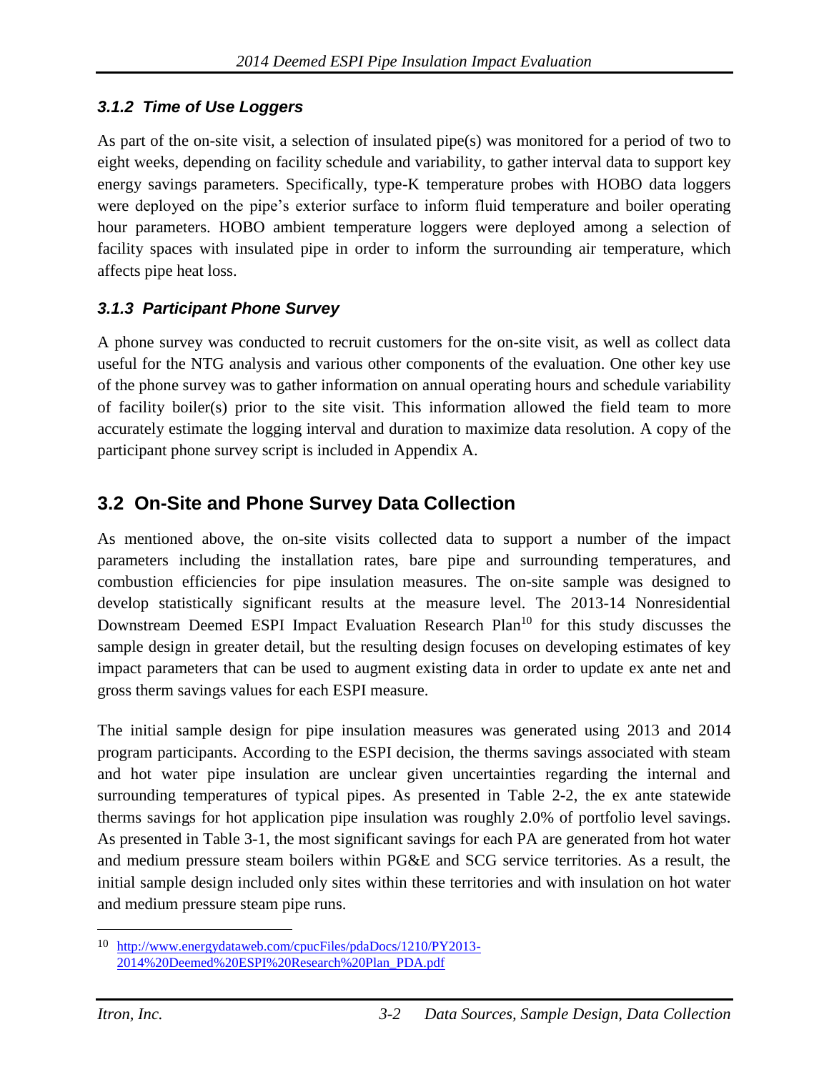### *3.1.2 Time of Use Loggers*

As part of the on-site visit, a selection of insulated pipe(s) was monitored for a period of two to eight weeks, depending on facility schedule and variability, to gather interval data to support key energy savings parameters. Specifically, type-K temperature probes with HOBO data loggers were deployed on the pipe's exterior surface to inform fluid temperature and boiler operating hour parameters. HOBO ambient temperature loggers were deployed among a selection of facility spaces with insulated pipe in order to inform the surrounding air temperature, which affects pipe heat loss.

### *3.1.3 Participant Phone Survey*

A phone survey was conducted to recruit customers for the on-site visit, as well as collect data useful for the NTG analysis and various other components of the evaluation. One other key use of the phone survey was to gather information on annual operating hours and schedule variability of facility boiler(s) prior to the site visit. This information allowed the field team to more accurately estimate the logging interval and duration to maximize data resolution. A copy of the participant phone survey script is included in Appendix A.

## 3.2 On-Site and Phone Survey Data Collection

As mentioned above, the on-site visits collected data to support a number of the impact parameters including the installation rates, bare pipe and surrounding temperatures, and combustion efficiencies for pipe insulation measures. The on-site sample was designed to develop statistically significant results at the measure level. The 2013-14 Nonresidential Downstream Deemed ESPI Impact Evaluation Research Plan[10] for this study discusses the sample design in greater detail, but the resulting design focuses on developing estimates of key impact parameters that can be used to augment existing data in order to update ex ante net and gross therm savings values for each ESPI measure.

The initial sample design for pipe insulation measures was generated using 2013 and 2014 program participants. According to the ESPI decision, the therms savings associated with steam and hot water pipe insulation are unclear given uncertainties regarding the internal and surrounding temperatures of typical pipes. As presented in Table 2-2, the ex ante statewide therms savings for hot application pipe insulation was roughly 2.0% of portfolio level savings. As presented in Table 3-1, the most significant savings for each PA are generated from hot water and medium pressure steam boilers within PG&E and SCG service territories. As a result, the initial sample design included only sites within these territories and with insulation on hot water and medium pressure steam pipe runs.

[10] http://www.energydataweb.com/cpucFiles/pdaDocs/1210/PY2013-2014%20Deemed%20ESPI%20Research%20Plan_PDA.pdf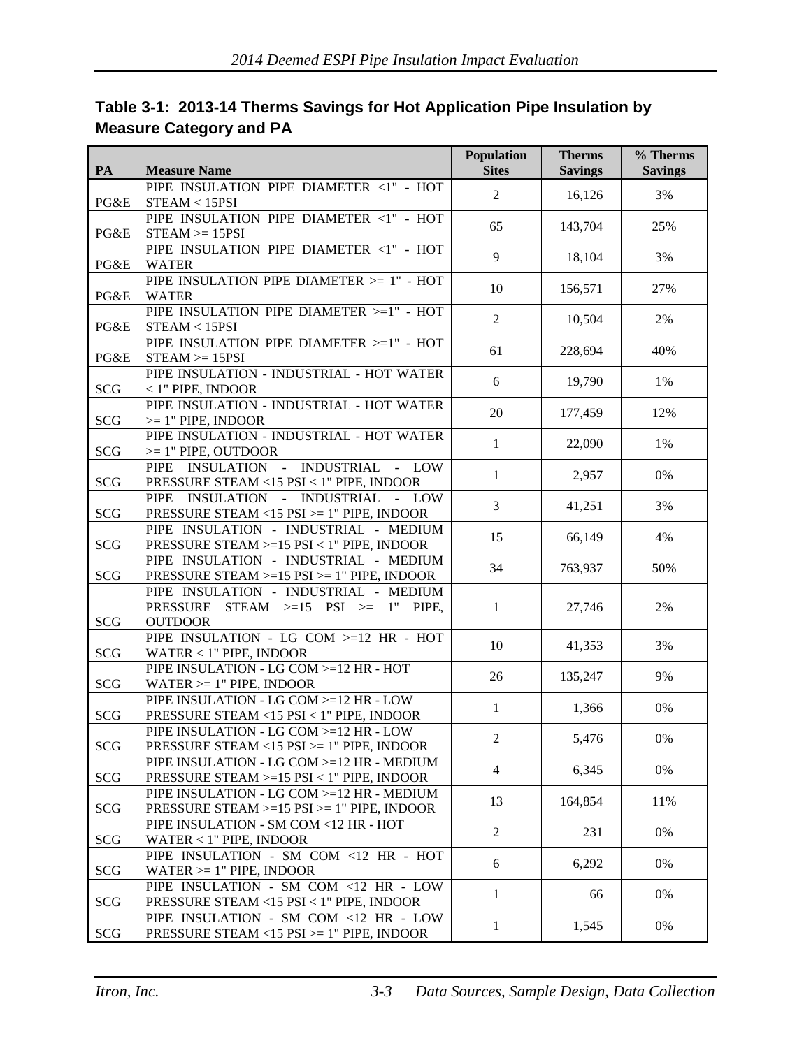**Table 3-1: 2013-14 Therms Savings for Hot Application Pipe Insulation by Measure Category and PA**

| PA | Measure Name | Population Sites | Therms Savings | % Therms Savings |
|---|---|---|---|---|
| PG&E | PIPE INSULATION PIPE DIAMETER <1" - HOT STEAM < 15PSI | 2 | 16,126 | 3% |
| PG&E | PIPE INSULATION PIPE DIAMETER <1" - HOT STEAM >= 15PSI | 65 | 143,704 | 25% |
| PG&E | PIPE INSULATION PIPE DIAMETER <1" - HOT WATER | 9 | 18,104 | 3% |
| PG&E | PIPE INSULATION PIPE DIAMETER >= 1" - HOT WATER | 10 | 156,571 | 27% |
| PG&E | PIPE INSULATION PIPE DIAMETER >=1" - HOT STEAM < 15PSI | 2 | 10,504 | 2% |
| PG&E | PIPE INSULATION PIPE DIAMETER >=1" - HOT STEAM >= 15PSI | 61 | 228,694 | 40% |
| SCG | PIPE INSULATION - INDUSTRIAL - HOT WATER < 1" PIPE, INDOOR | 6 | 19,790 | 1% |
| SCG | PIPE INSULATION - INDUSTRIAL - HOT WATER >= 1" PIPE, INDOOR | 20 | 177,459 | 12% |
| SCG | PIPE INSULATION - INDUSTRIAL - HOT WATER >= 1" PIPE, OUTDOOR | 1 | 22,090 | 1% |
| SCG | PIPE INSULATION - INDUSTRIAL - LOW PRESSURE STEAM <15 PSI < 1" PIPE, INDOOR | 1 | 2,957 | 0% |
| SCG | PIPE INSULATION - INDUSTRIAL - LOW PRESSURE STEAM <15 PSI >= 1" PIPE, INDOOR | 3 | 41,251 | 3% |
| SCG | PIPE INSULATION - INDUSTRIAL - MEDIUM PRESSURE STEAM >=15 PSI < 1" PIPE, INDOOR | 15 | 66,149 | 4% |
| SCG | PIPE INSULATION - INDUSTRIAL - MEDIUM PRESSURE STEAM >=15 PSI >= 1" PIPE, INDOOR | 34 | 763,937 | 50% |
| SCG | PIPE INSULATION - INDUSTRIAL - MEDIUM PRESSURE STEAM >=15 PSI >= 1" PIPE, OUTDOOR | 1 | 27,746 | 2% |
| SCG | PIPE INSULATION - LG COM >=12 HR - HOT WATER < 1" PIPE, INDOOR | 10 | 41,353 | 3% |
| SCG | PIPE INSULATION - LG COM >=12 HR - HOT WATER >= 1" PIPE, INDOOR | 26 | 135,247 | 9% |
| SCG | PIPE INSULATION - LG COM >=12 HR - LOW PRESSURE STEAM <15 PSI < 1" PIPE, INDOOR | 1 | 1,366 | 0% |
| SCG | PIPE INSULATION - LG COM >=12 HR - LOW PRESSURE STEAM <15 PSI >= 1" PIPE, INDOOR | 2 | 5,476 | 0% |
| SCG | PIPE INSULATION - LG COM >=12 HR - MEDIUM PRESSURE STEAM >=15 PSI < 1" PIPE, INDOOR | 4 | 6,345 | 0% |
| SCG | PIPE INSULATION - LG COM >=12 HR - MEDIUM PRESSURE STEAM >=15 PSI >= 1" PIPE, INDOOR | 13 | 164,854 | 11% |
| SCG | PIPE INSULATION - SM COM <12 HR - HOT WATER < 1" PIPE, INDOOR | 2 | 231 | 0% |
| SCG | PIPE INSULATION - SM COM <12 HR - HOT WATER >= 1" PIPE, INDOOR | 6 | 6,292 | 0% |
| SCG | PIPE INSULATION - SM COM <12 HR - LOW PRESSURE STEAM <15 PSI < 1" PIPE, INDOOR | 1 | 66 | 0% |
| SCG | PIPE INSULATION - SM COM <12 HR - LOW PRESSURE STEAM <15 PSI >= 1" PIPE, INDOOR | 1 | 1,545 | 0% |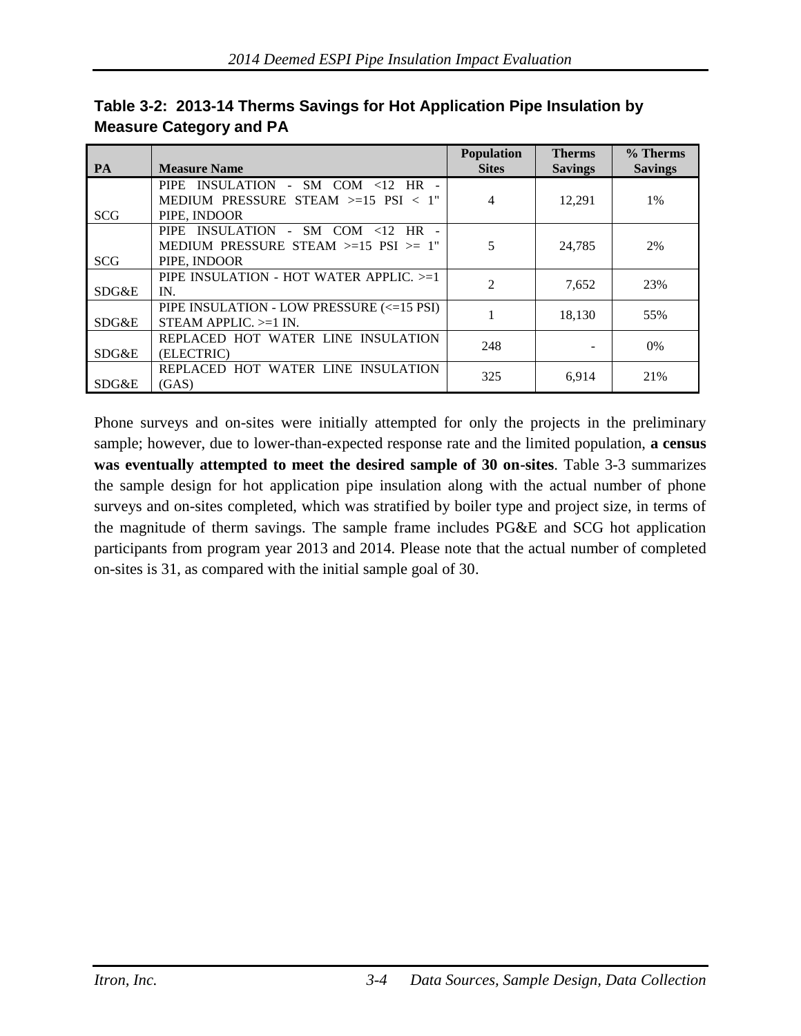**Table 3-2: 2013-14 Therms Savings for Hot Application Pipe Insulation by Measure Category and PA**

| PA | Measure Name | Population Sites | Therms Savings | % Therms Savings |
|---|---|---|---|---|
| SCG | PIPE INSULATION - SM COM <12 HR - MEDIUM PRESSURE STEAM >=15 PSI < 1" PIPE, INDOOR | 4 | 12,291 | 1% |
| SCG | PIPE INSULATION - SM COM <12 HR - MEDIUM PRESSURE STEAM >=15 PSI >= 1" PIPE, INDOOR | 5 | 24,785 | 2% |
| SDG&E | PIPE INSULATION - HOT WATER APPLIC. >=1 IN. | 2 | 7,652 | 23% |
| SDG&E | PIPE INSULATION - LOW PRESSURE (<=15 PSI) STEAM APPLIC. >=1 IN. | 1 | 18,130 | 55% |
| SDG&E | REPLACED HOT WATER LINE INSULATION (ELECTRIC) | 248 | - | 0% |
| SDG&E | REPLACED HOT WATER LINE INSULATION (GAS) | 325 | 6,914 | 21% |

Phone surveys and on-sites were initially attempted for only the projects in the preliminary sample; however, due to lower-than-expected response rate and the limited population, **a census was eventually attempted to meet the desired sample of 30 on-sites**. Table 3-3 summarizes the sample design for hot application pipe insulation along with the actual number of phone surveys and on-sites completed, which was stratified by boiler type and project size, in terms of the magnitude of therm savings. The sample frame includes PG&E and SCG hot application participants from program year 2013 and 2014. Please note that the actual number of completed on-sites is 31, as compared with the initial sample goal of 30.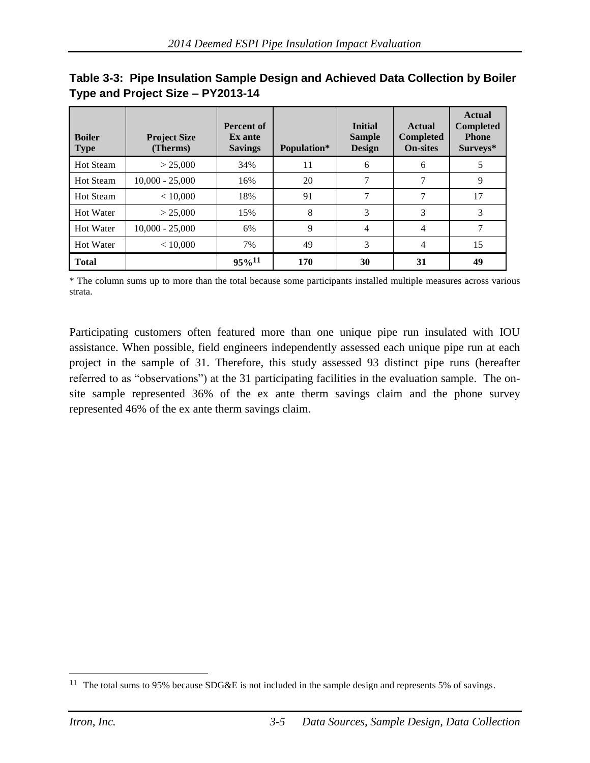**Table 3-3: Pipe Insulation Sample Design and Achieved Data Collection by Boiler Type and Project Size – PY2013-14**

| Boiler Type | Project Size (Therms) | Percent of Ex ante Savings | Population* | Initial Sample Design | Actual Completed On-sites | Actual Completed Phone Surveys* |
|---|---|---|---|---|---|---|
| Hot Steam | > 25,000 | 34% | 11 | 6 | 6 | 5 |
| Hot Steam | 10,000 - 25,000 | 16% | 20 | 7 | 7 | 9 |
| Hot Steam | < 10,000 | 18% | 91 | 7 | 7 | 17 |
| Hot Water | > 25,000 | 15% | 8 | 3 | 3 | 3 |
| Hot Water | 10,000 - 25,000 | 6% | 9 | 4 | 4 | 7 |
| Hot Water | < 10,000 | 7% | 49 | 3 | 4 | 15 |
| **Total** | | **95%**[11] | **170** | **30** | **31** | **49** |

* The column sums up to more than the total because some participants installed multiple measures across various strata.

Participating customers often featured more than one unique pipe run insulated with IOU assistance. When possible, field engineers independently assessed each unique pipe run at each project in the sample of 31. Therefore, this study assessed 93 distinct pipe runs (hereafter referred to as "observations") at the 31 participating facilities in the evaluation sample. The on-site sample represented 36% of the ex ante therm savings claim and the phone survey represented 46% of the ex ante therm savings claim.

[11] The total sums to 95% because SDG&E is not included in the sample design and represents 5% of savings.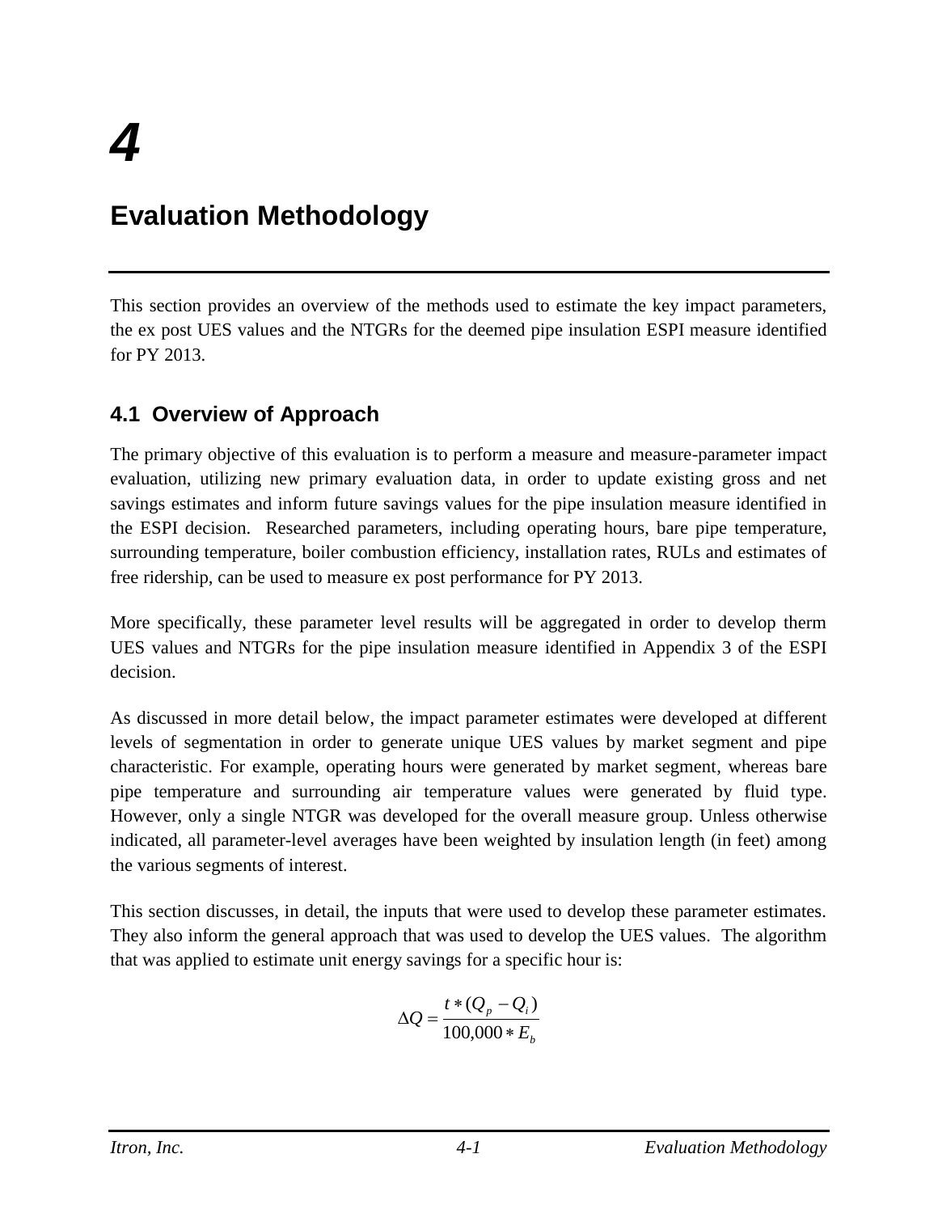# 4

# Evaluation Methodology

This section provides an overview of the methods used to estimate the key impact parameters, the ex post UES values and the NTGRs for the deemed pipe insulation ESPI measure identified for PY 2013.

## 4.1 Overview of Approach

The primary objective of this evaluation is to perform a measure and measure-parameter impact evaluation, utilizing new primary evaluation data, in order to update existing gross and net savings estimates and inform future savings values for the pipe insulation measure identified in the ESPI decision. Researched parameters, including operating hours, bare pipe temperature, surrounding temperature, boiler combustion efficiency, installation rates, RULs and estimates of free ridership, can be used to measure ex post performance for PY 2013.

More specifically, these parameter level results will be aggregated in order to develop therm UES values and NTGRs for the pipe insulation measure identified in Appendix 3 of the ESPI decision.

As discussed in more detail below, the impact parameter estimates were developed at different levels of segmentation in order to generate unique UES values by market segment and pipe characteristic. For example, operating hours were generated by market segment, whereas bare pipe temperature and surrounding air temperature values were generated by fluid type. However, only a single NTGR was developed for the overall measure group. Unless otherwise indicated, all parameter-level averages have been weighted by insulation length (in feet) among the various segments of interest.

This section discusses, in detail, the inputs that were used to develop these parameter estimates. They also inform the general approach that was used to develop the UES values. The algorithm that was applied to estimate unit energy savings for a specific hour is:

$$\Delta Q = \frac{t * (Q_p - Q_i)}{100{,}000 * E_b}$$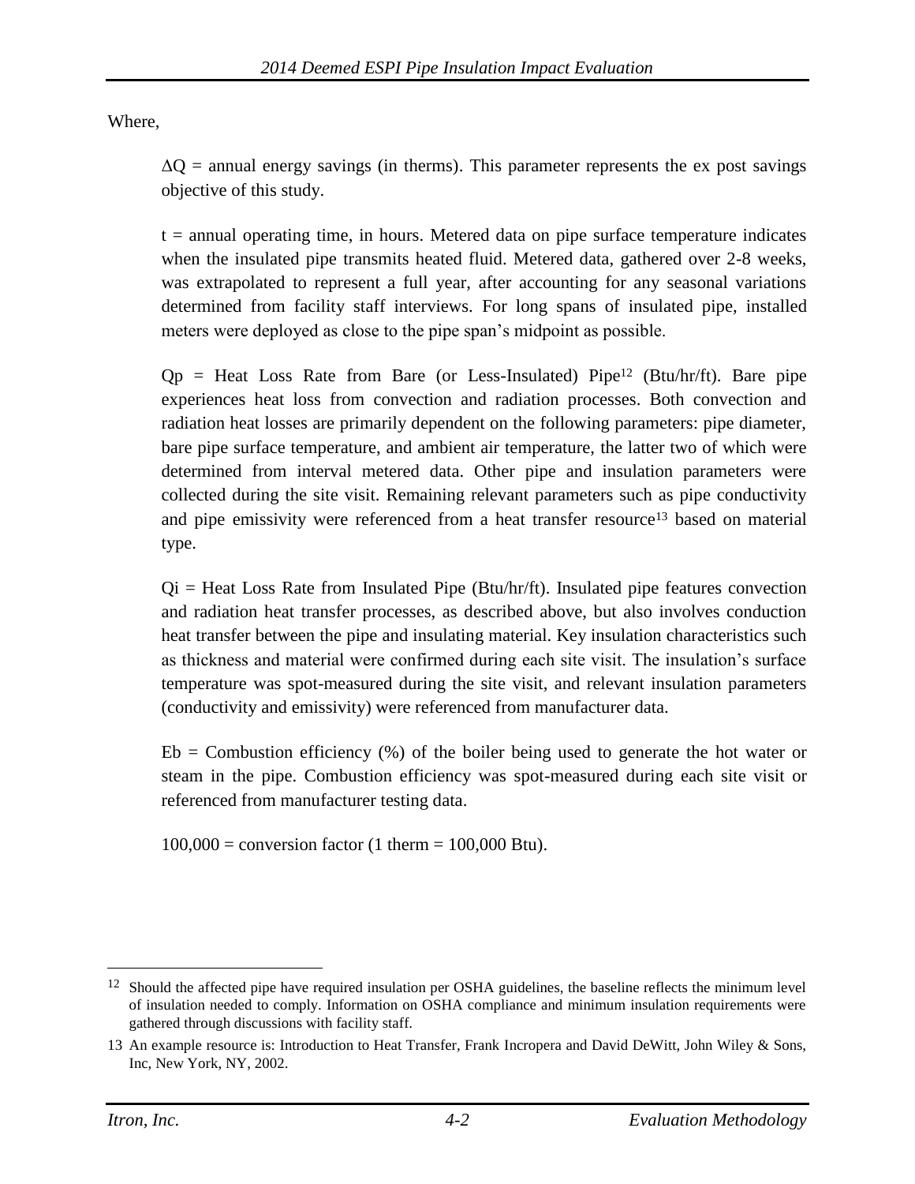Where,

$\Delta Q$ = annual energy savings (in therms). This parameter represents the ex post savings objective of this study.

$t$ = annual operating time, in hours. Metered data on pipe surface temperature indicates when the insulated pipe transmits heated fluid. Metered data, gathered over 2-8 weeks, was extrapolated to represent a full year, after accounting for any seasonal variations determined from facility staff interviews. For long spans of insulated pipe, installed meters were deployed as close to the pipe span's midpoint as possible.

$Q_p$ = Heat Loss Rate from Bare (or Less-Insulated) Pipe[12] (Btu/hr/ft). Bare pipe experiences heat loss from convection and radiation processes. Both convection and radiation heat losses are primarily dependent on the following parameters: pipe diameter, bare pipe surface temperature, and ambient air temperature, the latter two of which were determined from interval metered data. Other pipe and insulation parameters were collected during the site visit. Remaining relevant parameters such as pipe conductivity and pipe emissivity were referenced from a heat transfer resource[13] based on material type.

$Q_i$ = Heat Loss Rate from Insulated Pipe (Btu/hr/ft). Insulated pipe features convection and radiation heat transfer processes, as described above, but also involves conduction heat transfer between the pipe and insulating material. Key insulation characteristics such as thickness and material were confirmed during each site visit. The insulation's surface temperature was spot-measured during the site visit, and relevant insulation parameters (conductivity and emissivity) were referenced from manufacturer data.

$E_b$ = Combustion efficiency (%) of the boiler being used to generate the hot water or steam in the pipe. Combustion efficiency was spot-measured during each site visit or referenced from manufacturer testing data.

100,000 = conversion factor (1 therm = 100,000 Btu).

---

[12] Should the affected pipe have required insulation per OSHA guidelines, the baseline reflects the minimum level of insulation needed to comply. Information on OSHA compliance and minimum insulation requirements were gathered through discussions with facility staff.

[13] An example resource is: Introduction to Heat Transfer, Frank Incropera and David DeWitt, John Wiley & Sons, Inc, New York, NY, 2002.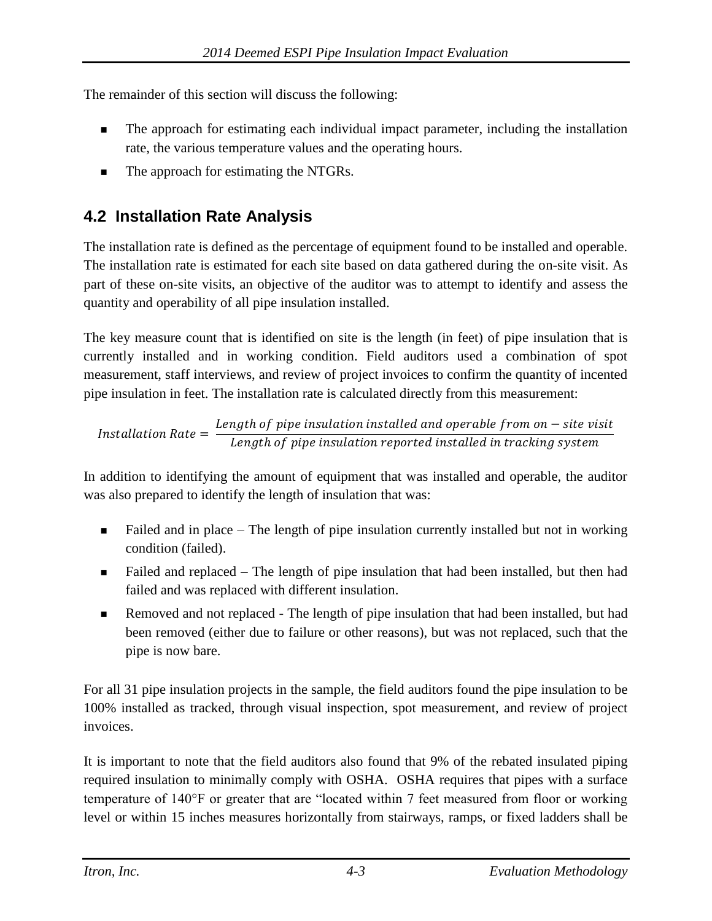The remainder of this section will discuss the following:

- The approach for estimating each individual impact parameter, including the installation rate, the various temperature values and the operating hours.
- The approach for estimating the NTGRs.

## 4.2 Installation Rate Analysis

The installation rate is defined as the percentage of equipment found to be installed and operable. The installation rate is estimated for each site based on data gathered during the on-site visit. As part of these on-site visits, an objective of the auditor was to attempt to identify and assess the quantity and operability of all pipe insulation installed.

The key measure count that is identified on site is the length (in feet) of pipe insulation that is currently installed and in working condition. Field auditors used a combination of spot measurement, staff interviews, and review of project invoices to confirm the quantity of incented pipe insulation in feet. The installation rate is calculated directly from this measurement:

$$Installation\ Rate = \frac{Length\ of\ pipe\ insulation\ installed\ and\ operable\ from\ on-site\ visit}{Length\ of\ pipe\ insulation\ reported\ installed\ in\ tracking\ system}$$

In addition to identifying the amount of equipment that was installed and operable, the auditor was also prepared to identify the length of insulation that was:

- Failed and in place – The length of pipe insulation currently installed but not in working condition (failed).
- Failed and replaced – The length of pipe insulation that had been installed, but then had failed and was replaced with different insulation.
- Removed and not replaced - The length of pipe insulation that had been installed, but had been removed (either due to failure or other reasons), but was not replaced, such that the pipe is now bare.

For all 31 pipe insulation projects in the sample, the field auditors found the pipe insulation to be 100% installed as tracked, through visual inspection, spot measurement, and review of project invoices.

It is important to note that the field auditors also found that 9% of the rebated insulated piping required insulation to minimally comply with OSHA. OSHA requires that pipes with a surface temperature of 140°F or greater that are "located within 7 feet measured from floor or working level or within 15 inches measures horizontally from stairways, ramps, or fixed ladders shall be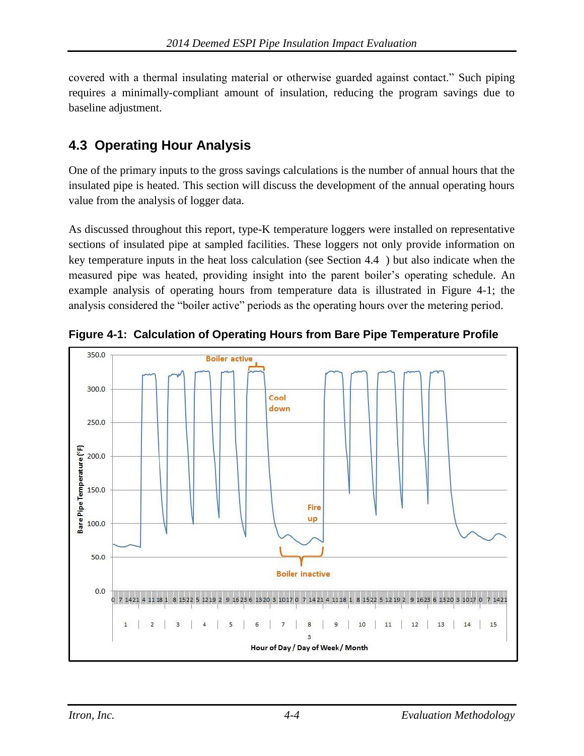covered with a thermal insulating material or otherwise guarded against contact." Such piping requires a minimally-compliant amount of insulation, reducing the program savings due to baseline adjustment.

## 4.3 Operating Hour Analysis

One of the primary inputs to the gross savings calculations is the number of annual hours that the insulated pipe is heated. This section will discuss the development of the annual operating hours value from the analysis of logger data.

As discussed throughout this report, type-K temperature loggers were installed on representative sections of insulated pipe at sampled facilities. These loggers not only provide information on key temperature inputs in the heat loss calculation (see Section 4.4 ) but also indicate when the measured pipe was heated, providing insight into the parent boiler's operating schedule. An example analysis of operating hours from temperature data is illustrated in Figure 4-1; the analysis considered the "boiler active" periods as the operating hours over the metering period.

**Figure 4-1: Calculation of Operating Hours from Bare Pipe Temperature Profile**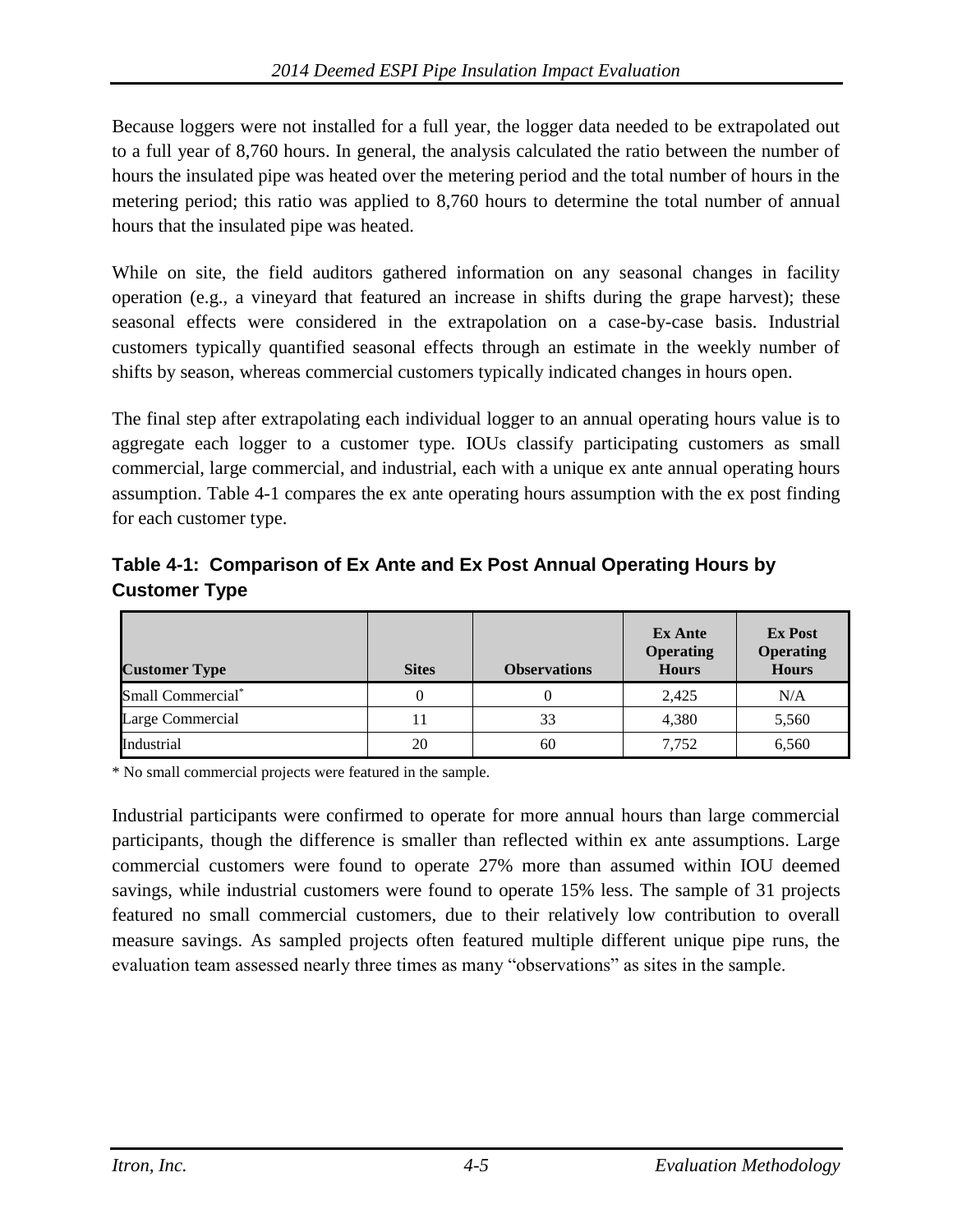Because loggers were not installed for a full year, the logger data needed to be extrapolated out to a full year of 8,760 hours. In general, the analysis calculated the ratio between the number of hours the insulated pipe was heated over the metering period and the total number of hours in the metering period; this ratio was applied to 8,760 hours to determine the total number of annual hours that the insulated pipe was heated.

While on site, the field auditors gathered information on any seasonal changes in facility operation (e.g., a vineyard that featured an increase in shifts during the grape harvest); these seasonal effects were considered in the extrapolation on a case-by-case basis. Industrial customers typically quantified seasonal effects through an estimate in the weekly number of shifts by season, whereas commercial customers typically indicated changes in hours open.

The final step after extrapolating each individual logger to an annual operating hours value is to aggregate each logger to a customer type. IOUs classify participating customers as small commercial, large commercial, and industrial, each with a unique ex ante annual operating hours assumption. Table 4-1 compares the ex ante operating hours assumption with the ex post finding for each customer type.

**Table 4-1: Comparison of Ex Ante and Ex Post Annual Operating Hours by Customer Type**

| Customer Type | Sites | Observations | Ex Ante Operating Hours | Ex Post Operating Hours |
|---|---|---|---|---|
| Small Commercial* | 0 | 0 | 2,425 | N/A |
| Large Commercial | 11 | 33 | 4,380 | 5,560 |
| Industrial | 20 | 60 | 7,752 | 6,560 |

\* No small commercial projects were featured in the sample.

Industrial participants were confirmed to operate for more annual hours than large commercial participants, though the difference is smaller than reflected within ex ante assumptions. Large commercial customers were found to operate 27% more than assumed within IOU deemed savings, while industrial customers were found to operate 15% less. The sample of 31 projects featured no small commercial customers, due to their relatively low contribution to overall measure savings. As sampled projects often featured multiple different unique pipe runs, the evaluation team assessed nearly three times as many "observations" as sites in the sample.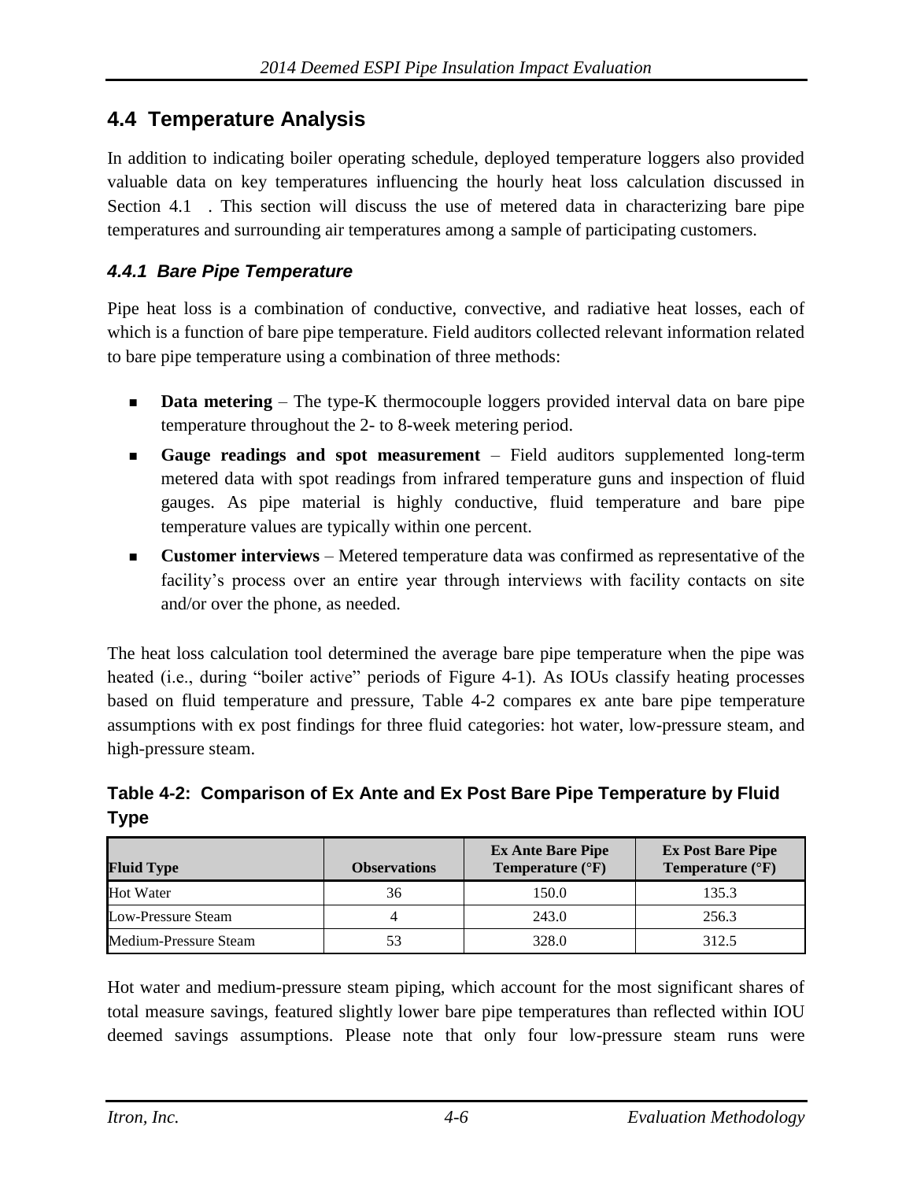## 4.4 Temperature Analysis

In addition to indicating boiler operating schedule, deployed temperature loggers also provided valuable data on key temperatures influencing the hourly heat loss calculation discussed in Section 4.1 . This section will discuss the use of metered data in characterizing bare pipe temperatures and surrounding air temperatures among a sample of participating customers.

### *4.4.1 Bare Pipe Temperature*

Pipe heat loss is a combination of conductive, convective, and radiative heat losses, each of which is a function of bare pipe temperature. Field auditors collected relevant information related to bare pipe temperature using a combination of three methods:

- **Data metering** – The type-K thermocouple loggers provided interval data on bare pipe temperature throughout the 2- to 8-week metering period.
- **Gauge readings and spot measurement** – Field auditors supplemented long-term metered data with spot readings from infrared temperature guns and inspection of fluid gauges. As pipe material is highly conductive, fluid temperature and bare pipe temperature values are typically within one percent.
- **Customer interviews** – Metered temperature data was confirmed as representative of the facility's process over an entire year through interviews with facility contacts on site and/or over the phone, as needed.

The heat loss calculation tool determined the average bare pipe temperature when the pipe was heated (i.e., during "boiler active" periods of Figure 4-1). As IOUs classify heating processes based on fluid temperature and pressure, Table 4-2 compares ex ante bare pipe temperature assumptions with ex post findings for three fluid categories: hot water, low-pressure steam, and high-pressure steam.

**Table 4-2: Comparison of Ex Ante and Ex Post Bare Pipe Temperature by Fluid Type**

| Fluid Type | Observations | Ex Ante Bare Pipe Temperature (°F) | Ex Post Bare Pipe Temperature (°F) |
|---|---|---|---|
| Hot Water | 36 | 150.0 | 135.3 |
| Low-Pressure Steam | 4 | 243.0 | 256.3 |
| Medium-Pressure Steam | 53 | 328.0 | 312.5 |

Hot water and medium-pressure steam piping, which account for the most significant shares of total measure savings, featured slightly lower bare pipe temperatures than reflected within IOU deemed savings assumptions. Please note that only four low-pressure steam runs were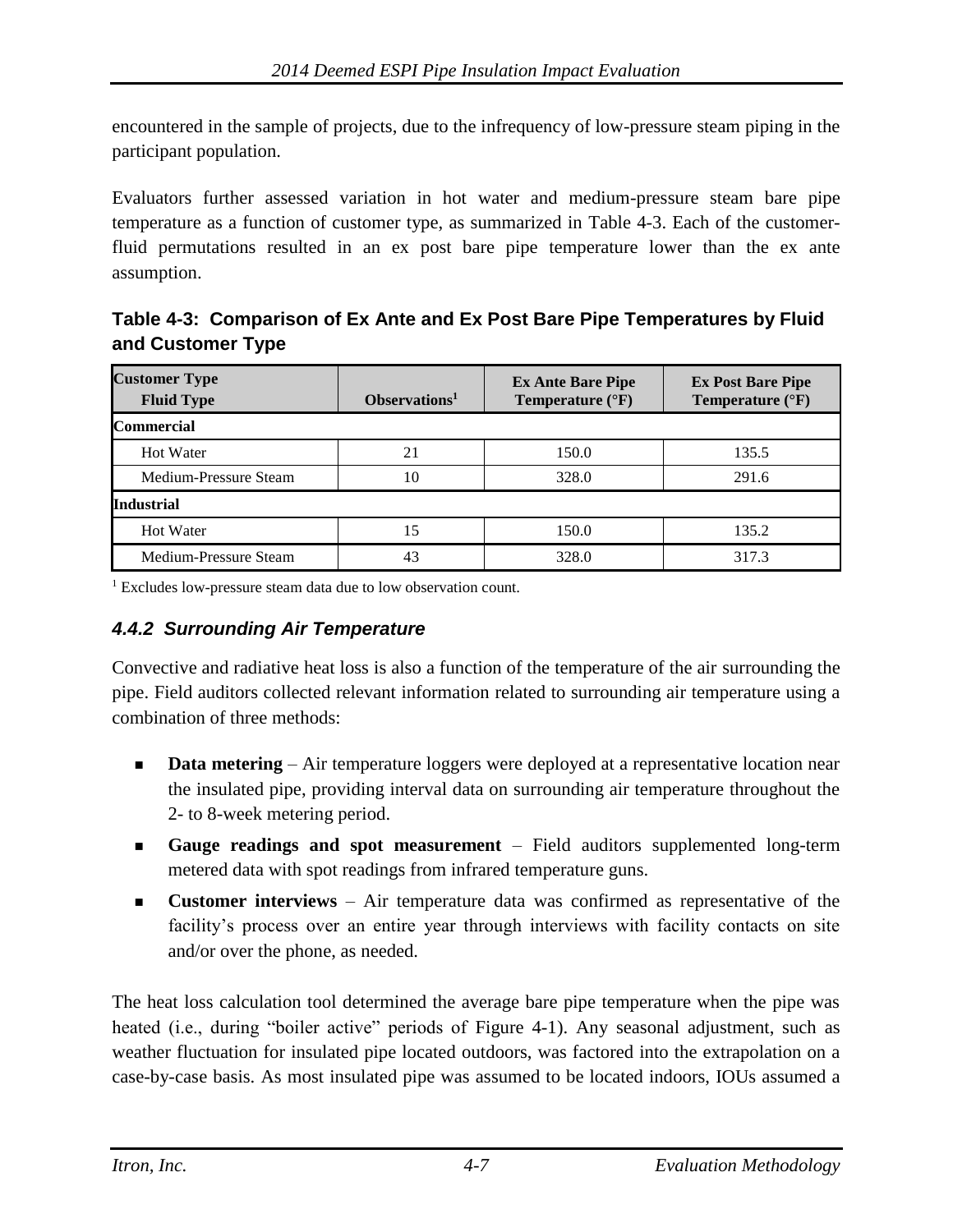encountered in the sample of projects, due to the infrequency of low-pressure steam piping in the participant population.

Evaluators further assessed variation in hot water and medium-pressure steam bare pipe temperature as a function of customer type, as summarized in Table 4-3. Each of the customer-fluid permutations resulted in an ex post bare pipe temperature lower than the ex ante assumption.

**Table 4-3: Comparison of Ex Ante and Ex Post Bare Pipe Temperatures by Fluid and Customer Type**

| Customer Type / Fluid Type | Observations[1] | Ex Ante Bare Pipe Temperature (°F) | Ex Post Bare Pipe Temperature (°F) |
|---|---|---|---|
| **Commercial** | | | |
| Hot Water | 21 | 150.0 | 135.5 |
| Medium-Pressure Steam | 10 | 328.0 | 291.6 |
| **Industrial** | | | |
| Hot Water | 15 | 150.0 | 135.2 |
| Medium-Pressure Steam | 43 | 328.0 | 317.3 |

[1] Excludes low-pressure steam data due to low observation count.

### *4.4.2 Surrounding Air Temperature*

Convective and radiative heat loss is also a function of the temperature of the air surrounding the pipe. Field auditors collected relevant information related to surrounding air temperature using a combination of three methods:

- **Data metering** – Air temperature loggers were deployed at a representative location near the insulated pipe, providing interval data on surrounding air temperature throughout the 2- to 8-week metering period.
- **Gauge readings and spot measurement** – Field auditors supplemented long-term metered data with spot readings from infrared temperature guns.
- **Customer interviews** – Air temperature data was confirmed as representative of the facility's process over an entire year through interviews with facility contacts on site and/or over the phone, as needed.

The heat loss calculation tool determined the average bare pipe temperature when the pipe was heated (i.e., during "boiler active" periods of Figure 4-1). Any seasonal adjustment, such as weather fluctuation for insulated pipe located outdoors, was factored into the extrapolation on a case-by-case basis. As most insulated pipe was assumed to be located indoors, IOUs assumed a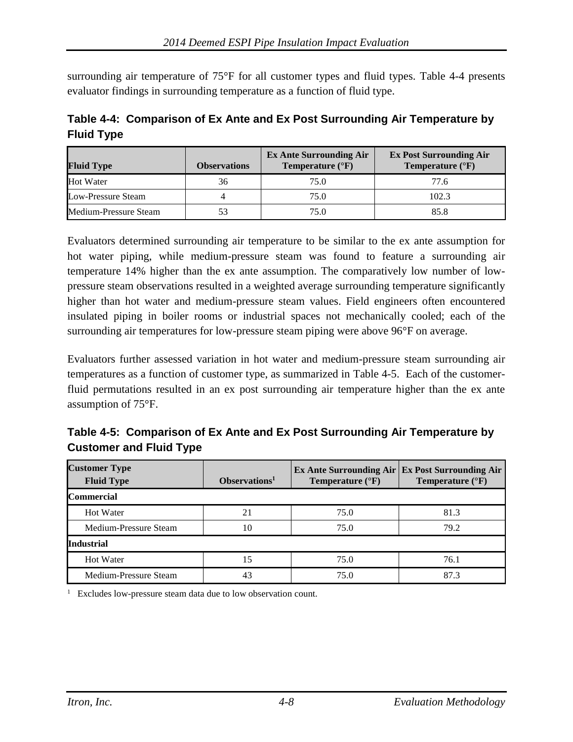surrounding air temperature of 75°F for all customer types and fluid types. Table 4-4 presents evaluator findings in surrounding temperature as a function of fluid type.

**Table 4-4: Comparison of Ex Ante and Ex Post Surrounding Air Temperature by Fluid Type**

| Fluid Type | Observations | Ex Ante Surrounding Air Temperature (°F) | Ex Post Surrounding Air Temperature (°F) |
|---|---|---|---|
| Hot Water | 36 | 75.0 | 77.6 |
| Low-Pressure Steam | 4 | 75.0 | 102.3 |
| Medium-Pressure Steam | 53 | 75.0 | 85.8 |

Evaluators determined surrounding air temperature to be similar to the ex ante assumption for hot water piping, while medium-pressure steam was found to feature a surrounding air temperature 14% higher than the ex ante assumption. The comparatively low number of low-pressure steam observations resulted in a weighted average surrounding temperature significantly higher than hot water and medium-pressure steam values. Field engineers often encountered insulated piping in boiler rooms or industrial spaces not mechanically cooled; each of the surrounding air temperatures for low-pressure steam piping were above 96°F on average.

Evaluators further assessed variation in hot water and medium-pressure steam surrounding air temperatures as a function of customer type, as summarized in Table 4-5. Each of the customer-fluid permutations resulted in an ex post surrounding air temperature higher than the ex ante assumption of 75°F.

**Table 4-5: Comparison of Ex Ante and Ex Post Surrounding Air Temperature by Customer and Fluid Type**

| Customer Type<br>Fluid Type | Observations[1] | Ex Ante Surrounding Air Temperature (°F) | Ex Post Surrounding Air Temperature (°F) |
|---|---|---|---|
| **Commercial** | | | |
| Hot Water | 21 | 75.0 | 81.3 |
| Medium-Pressure Steam | 10 | 75.0 | 79.2 |
| **Industrial** | | | |
| Hot Water | 15 | 75.0 | 76.1 |
| Medium-Pressure Steam | 43 | 75.0 | 87.3 |

[1] Excludes low-pressure steam data due to low observation count.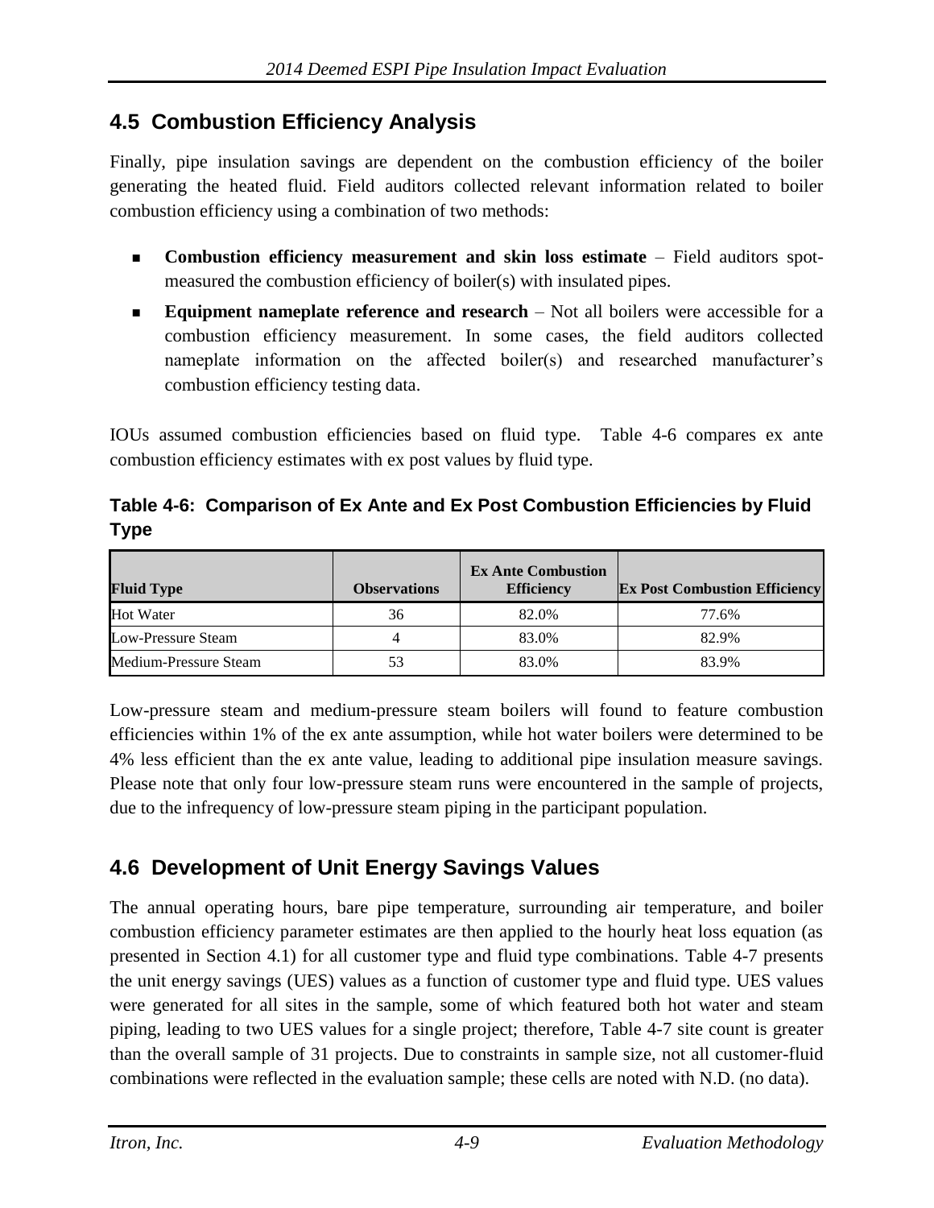## 4.5 Combustion Efficiency Analysis

Finally, pipe insulation savings are dependent on the combustion efficiency of the boiler generating the heated fluid. Field auditors collected relevant information related to boiler combustion efficiency using a combination of two methods:

- **Combustion efficiency measurement and skin loss estimate** – Field auditors spot-measured the combustion efficiency of boiler(s) with insulated pipes.
- **Equipment nameplate reference and research** – Not all boilers were accessible for a combustion efficiency measurement. In some cases, the field auditors collected nameplate information on the affected boiler(s) and researched manufacturer's combustion efficiency testing data.

IOUs assumed combustion efficiencies based on fluid type. Table 4-6 compares ex ante combustion efficiency estimates with ex post values by fluid type.

**Table 4-6: Comparison of Ex Ante and Ex Post Combustion Efficiencies by Fluid Type**

| Fluid Type | Observations | Ex Ante Combustion Efficiency | Ex Post Combustion Efficiency |
|---|---|---|---|
| Hot Water | 36 | 82.0% | 77.6% |
| Low-Pressure Steam | 4 | 83.0% | 82.9% |
| Medium-Pressure Steam | 53 | 83.0% | 83.9% |

Low-pressure steam and medium-pressure steam boilers will found to feature combustion efficiencies within 1% of the ex ante assumption, while hot water boilers were determined to be 4% less efficient than the ex ante value, leading to additional pipe insulation measure savings. Please note that only four low-pressure steam runs were encountered in the sample of projects, due to the infrequency of low-pressure steam piping in the participant population.

## 4.6 Development of Unit Energy Savings Values

The annual operating hours, bare pipe temperature, surrounding air temperature, and boiler combustion efficiency parameter estimates are then applied to the hourly heat loss equation (as presented in Section 4.1) for all customer type and fluid type combinations. Table 4-7 presents the unit energy savings (UES) values as a function of customer type and fluid type. UES values were generated for all sites in the sample, some of which featured both hot water and steam piping, leading to two UES values for a single project; therefore, Table 4-7 site count is greater than the overall sample of 31 projects. Due to constraints in sample size, not all customer-fluid combinations were reflected in the evaluation sample; these cells are noted with N.D. (no data).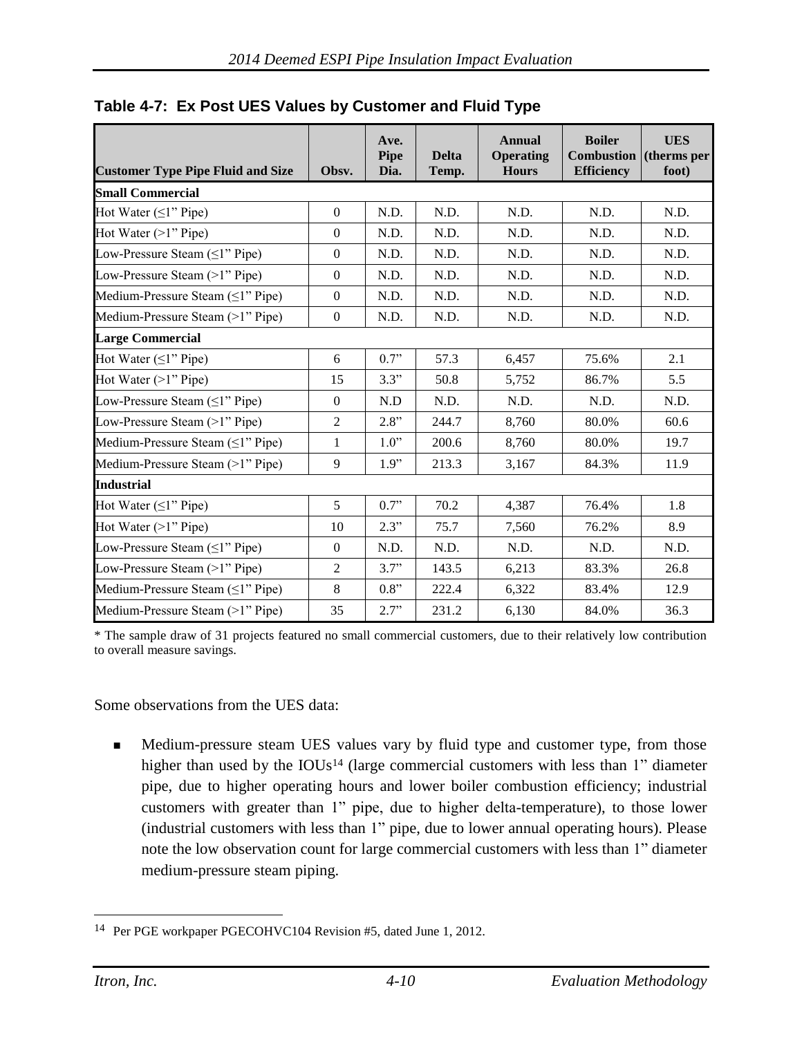**Table 4-7: Ex Post UES Values by Customer and Fluid Type**

| Customer Type Pipe Fluid and Size | Obsv. | Ave. Pipe Dia. | Delta Temp. | Annual Operating Hours | Boiler Combustion Efficiency | UES (therms per foot) |
|---|---|---|---|---|---|---|
| **Small Commercial** | | | | | | |
| Hot Water (≤1” Pipe) | 0 | N.D. | N.D. | N.D. | N.D. | N.D. |
| Hot Water (>1” Pipe) | 0 | N.D. | N.D. | N.D. | N.D. | N.D. |
| Low-Pressure Steam (≤1” Pipe) | 0 | N.D. | N.D. | N.D. | N.D. | N.D. |
| Low-Pressure Steam (>1” Pipe) | 0 | N.D. | N.D. | N.D. | N.D. | N.D. |
| Medium-Pressure Steam (≤1” Pipe) | 0 | N.D. | N.D. | N.D. | N.D. | N.D. |
| Medium-Pressure Steam (>1” Pipe) | 0 | N.D. | N.D. | N.D. | N.D. | N.D. |
| **Large Commercial** | | | | | | |
| Hot Water (≤1” Pipe) | 6 | 0.7” | 57.3 | 6,457 | 75.6% | 2.1 |
| Hot Water (>1” Pipe) | 15 | 3.3” | 50.8 | 5,752 | 86.7% | 5.5 |
| Low-Pressure Steam (≤1” Pipe) | 0 | N.D | N.D. | N.D. | N.D. | N.D. |
| Low-Pressure Steam (>1” Pipe) | 2 | 2.8” | 244.7 | 8,760 | 80.0% | 60.6 |
| Medium-Pressure Steam (≤1” Pipe) | 1 | 1.0” | 200.6 | 8,760 | 80.0% | 19.7 |
| Medium-Pressure Steam (>1” Pipe) | 9 | 1.9” | 213.3 | 3,167 | 84.3% | 11.9 |
| **Industrial** | | | | | | |
| Hot Water (≤1” Pipe) | 5 | 0.7” | 70.2 | 4,387 | 76.4% | 1.8 |
| Hot Water (>1” Pipe) | 10 | 2.3” | 75.7 | 7,560 | 76.2% | 8.9 |
| Low-Pressure Steam (≤1” Pipe) | 0 | N.D. | N.D. | N.D. | N.D. | N.D. |
| Low-Pressure Steam (>1” Pipe) | 2 | 3.7” | 143.5 | 6,213 | 83.3% | 26.8 |
| Medium-Pressure Steam (≤1” Pipe) | 8 | 0.8” | 222.4 | 6,322 | 83.4% | 12.9 |
| Medium-Pressure Steam (>1” Pipe) | 35 | 2.7” | 231.2 | 6,130 | 84.0% | 36.3 |

* The sample draw of 31 projects featured no small commercial customers, due to their relatively low contribution to overall measure savings.

Some observations from the UES data:

- Medium-pressure steam UES values vary by fluid type and customer type, from those higher than used by the IOUs[14] (large commercial customers with less than 1” diameter pipe, due to higher operating hours and lower boiler combustion efficiency; industrial customers with greater than 1” pipe, due to higher delta-temperature), to those lower (industrial customers with less than 1” pipe, due to lower annual operating hours). Please note the low observation count for large commercial customers with less than 1” diameter medium-pressure steam piping.

[14] Per PGE workpaper PGECOHVC104 Revision #5, dated June 1, 2012.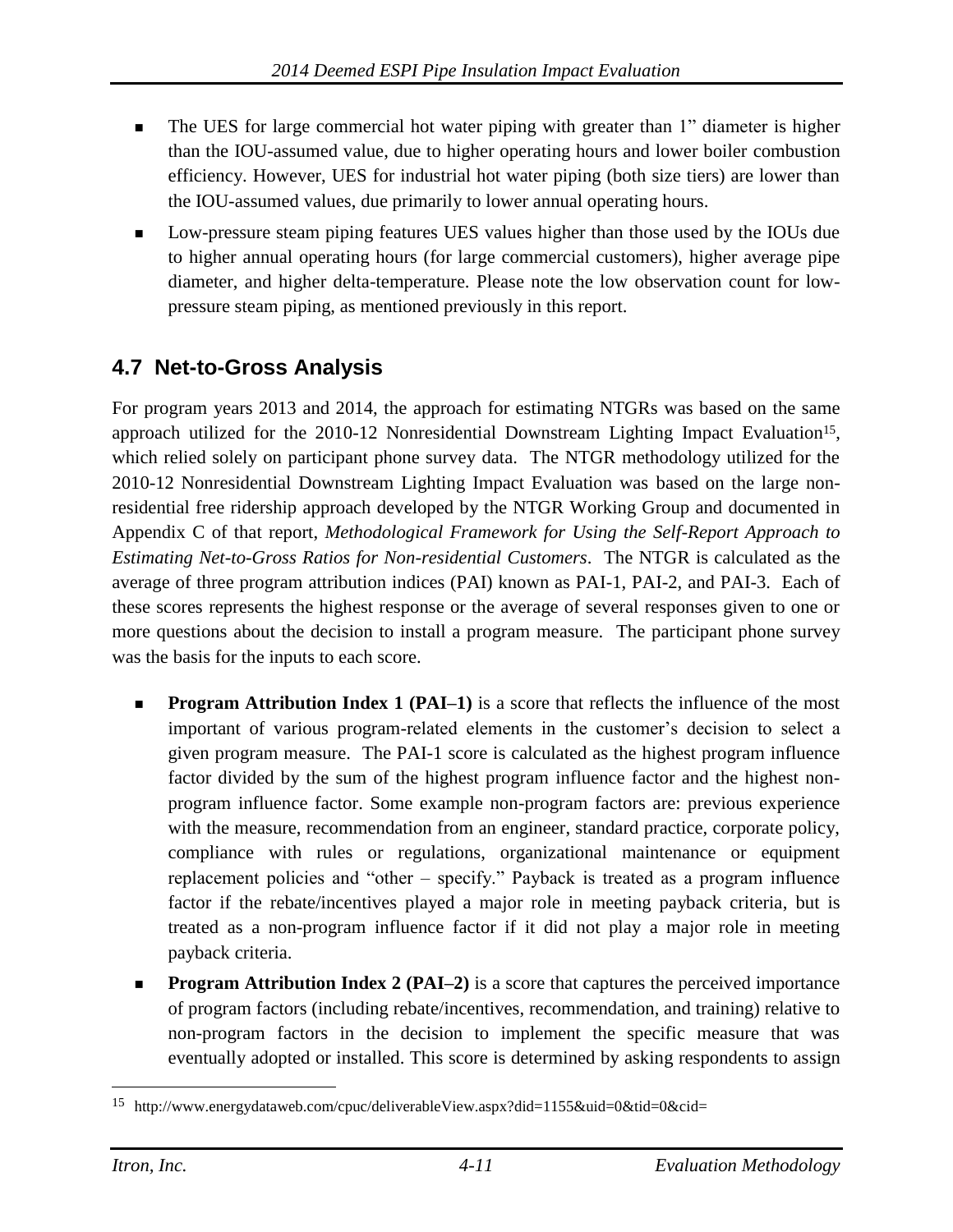- The UES for large commercial hot water piping with greater than 1" diameter is higher than the IOU-assumed value, due to higher operating hours and lower boiler combustion efficiency. However, UES for industrial hot water piping (both size tiers) are lower than the IOU-assumed values, due primarily to lower annual operating hours.
- Low-pressure steam piping features UES values higher than those used by the IOUs due to higher annual operating hours (for large commercial customers), higher average pipe diameter, and higher delta-temperature. Please note the low observation count for low-pressure steam piping, as mentioned previously in this report.

## 4.7 Net-to-Gross Analysis

For program years 2013 and 2014, the approach for estimating NTGRs was based on the same approach utilized for the 2010-12 Nonresidential Downstream Lighting Impact Evaluation[15], which relied solely on participant phone survey data. The NTGR methodology utilized for the 2010-12 Nonresidential Downstream Lighting Impact Evaluation was based on the large non-residential free ridership approach developed by the NTGR Working Group and documented in Appendix C of that report, *Methodological Framework for Using the Self-Report Approach to Estimating Net-to-Gross Ratios for Non-residential Customers*. The NTGR is calculated as the average of three program attribution indices (PAI) known as PAI-1, PAI-2, and PAI-3. Each of these scores represents the highest response or the average of several responses given to one or more questions about the decision to install a program measure. The participant phone survey was the basis for the inputs to each score.

- **Program Attribution Index 1 (PAI–1)** is a score that reflects the influence of the most important of various program-related elements in the customer's decision to select a given program measure. The PAI-1 score is calculated as the highest program influence factor divided by the sum of the highest program influence factor and the highest non-program influence factor. Some example non-program factors are: previous experience with the measure, recommendation from an engineer, standard practice, corporate policy, compliance with rules or regulations, organizational maintenance or equipment replacement policies and "other – specify." Payback is treated as a program influence factor if the rebate/incentives played a major role in meeting payback criteria, but is treated as a non-program influence factor if it did not play a major role in meeting payback criteria.
- **Program Attribution Index 2 (PAI–2)** is a score that captures the perceived importance of program factors (including rebate/incentives, recommendation, and training) relative to non-program factors in the decision to implement the specific measure that was eventually adopted or installed. This score is determined by asking respondents to assign

[15] http://www.energydataweb.com/cpuc/deliverableView.aspx?did=1155&uid=0&tid=0&cid=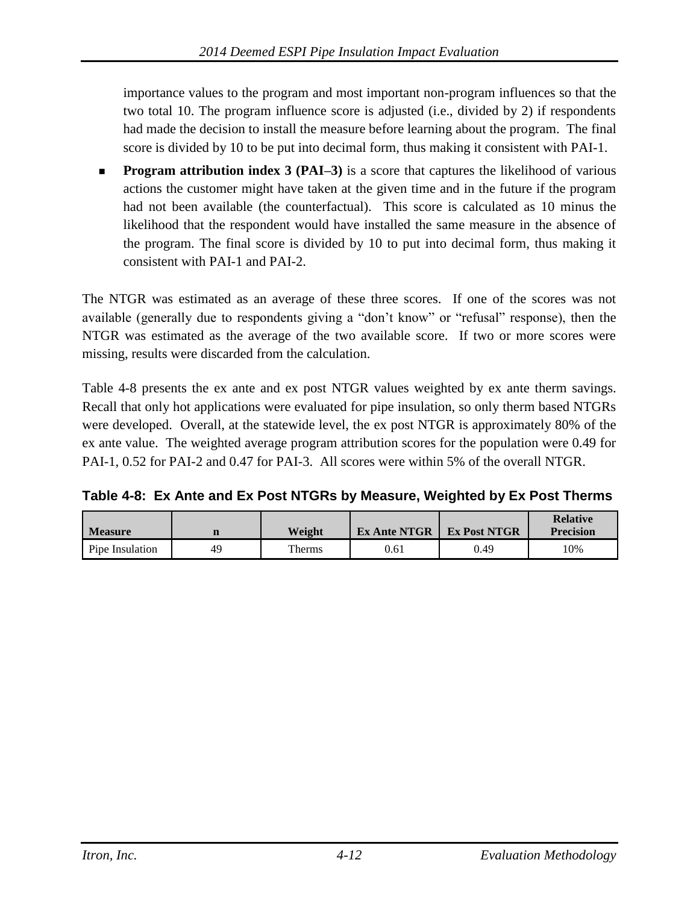importance values to the program and most important non-program influences so that the two total 10. The program influence score is adjusted (i.e., divided by 2) if respondents had made the decision to install the measure before learning about the program. The final score is divided by 10 to be put into decimal form, thus making it consistent with PAI-1.

- **Program attribution index 3 (PAI–3)** is a score that captures the likelihood of various actions the customer might have taken at the given time and in the future if the program had not been available (the counterfactual). This score is calculated as 10 minus the likelihood that the respondent would have installed the same measure in the absence of the program. The final score is divided by 10 to put into decimal form, thus making it consistent with PAI-1 and PAI-2.

The NTGR was estimated as an average of these three scores. If one of the scores was not available (generally due to respondents giving a "don't know" or "refusal" response), then the NTGR was estimated as the average of the two available score. If two or more scores were missing, results were discarded from the calculation.

Table 4-8 presents the ex ante and ex post NTGR values weighted by ex ante therm savings. Recall that only hot applications were evaluated for pipe insulation, so only therm based NTGRs were developed. Overall, at the statewide level, the ex post NTGR is approximately 80% of the ex ante value. The weighted average program attribution scores for the population were 0.49 for PAI-1, 0.52 for PAI-2 and 0.47 for PAI-3. All scores were within 5% of the overall NTGR.

**Table 4-8: Ex Ante and Ex Post NTGRs by Measure, Weighted by Ex Post Therms**

| Measure | n | Weight | Ex Ante NTGR | Ex Post NTGR | Relative Precision |
|---|---|---|---|---|---|
| Pipe Insulation | 49 | Therms | 0.61 | 0.49 | 10% |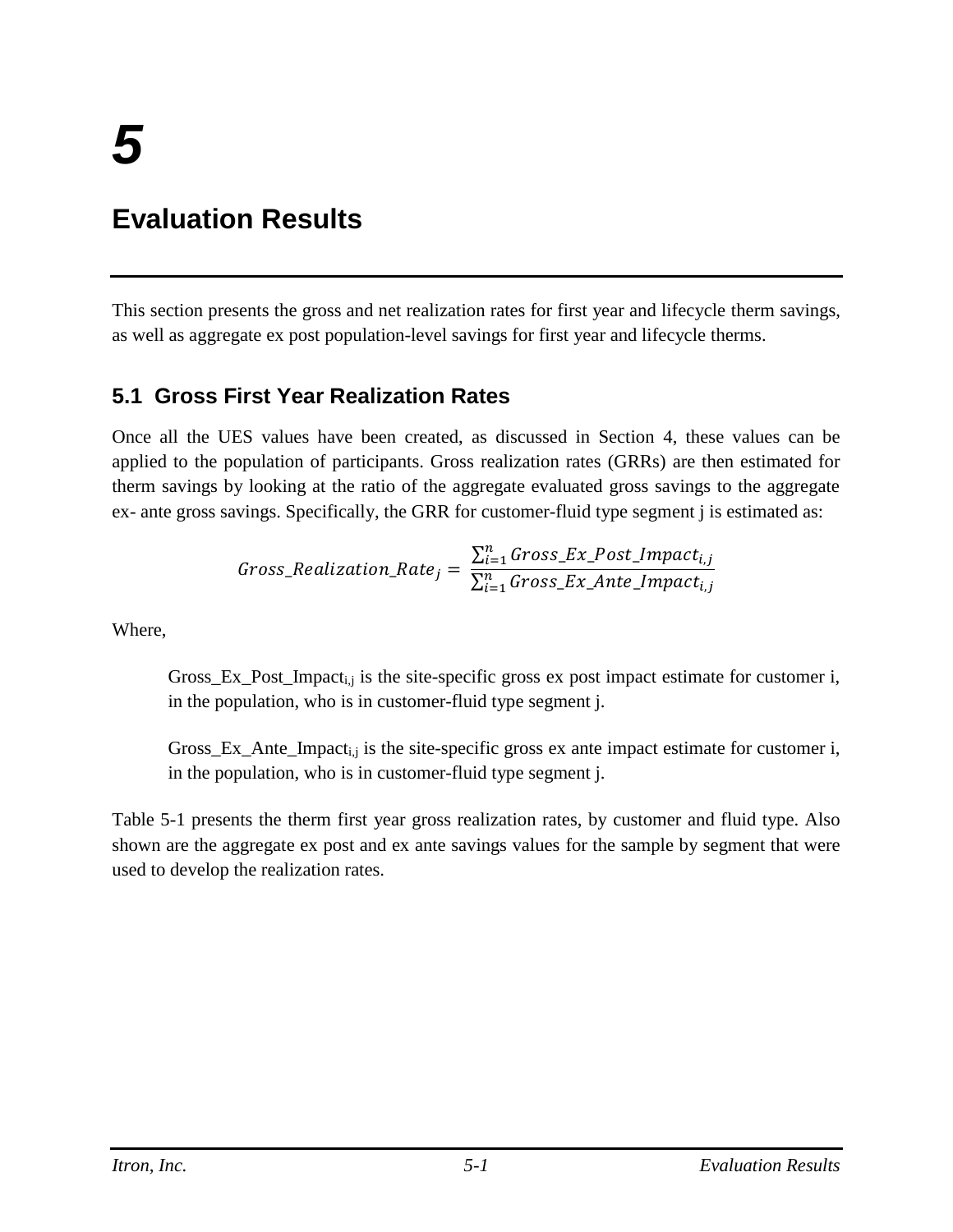# 5

# Evaluation Results

This section presents the gross and net realization rates for first year and lifecycle therm savings, as well as aggregate ex post population-level savings for first year and lifecycle therms.

## 5.1 Gross First Year Realization Rates

Once all the UES values have been created, as discussed in Section 4, these values can be applied to the population of participants. Gross realization rates (GRRs) are then estimated for therm savings by looking at the ratio of the aggregate evaluated gross savings to the aggregate ex- ante gross savings. Specifically, the GRR for customer-fluid type segment j is estimated as:

$$Gross\_Realization\_Rate_j = \frac{\sum_{i=1}^{n} Gross\_Ex\_Post\_Impact_{i,j}}{\sum_{i=1}^{n} Gross\_Ex\_Ante\_Impact_{i,j}}$$

Where,

> $Gross\_Ex\_Post\_Impact_{i,j}$ is the site-specific gross ex post impact estimate for customer i, in the population, who is in customer-fluid type segment j.
>
> $Gross\_Ex\_Ante\_Impact_{i,j}$ is the site-specific gross ex ante impact estimate for customer i, in the population, who is in customer-fluid type segment j.

Table 5-1 presents the therm first year gross realization rates, by customer and fluid type. Also shown are the aggregate ex post and ex ante savings values for the sample by segment that were used to develop the realization rates.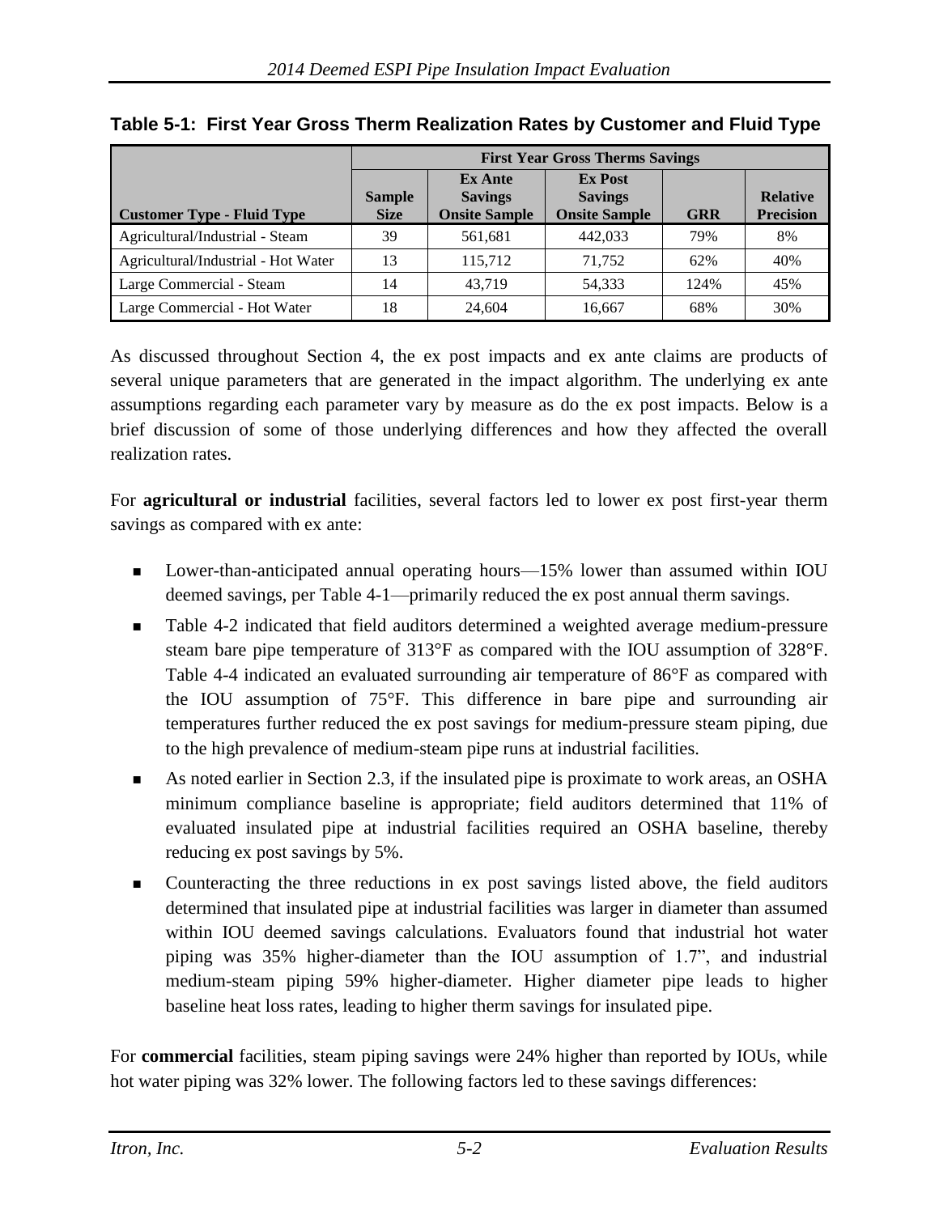**Table 5-1: First Year Gross Therm Realization Rates by Customer and Fluid Type**

| Customer Type - Fluid Type | First Year Gross Therms Savings | | | | |
|---|---|---|---|---|---|
| | Sample Size | Ex Ante Savings Onsite Sample | Ex Post Savings Onsite Sample | GRR | Relative Precision |
| Agricultural/Industrial - Steam | 39 | 561,681 | 442,033 | 79% | 8% |
| Agricultural/Industrial - Hot Water | 13 | 115,712 | 71,752 | 62% | 40% |
| Large Commercial - Steam | 14 | 43,719 | 54,333 | 124% | 45% |
| Large Commercial - Hot Water | 18 | 24,604 | 16,667 | 68% | 30% |

As discussed throughout Section 4, the ex post impacts and ex ante claims are products of several unique parameters that are generated in the impact algorithm. The underlying ex ante assumptions regarding each parameter vary by measure as do the ex post impacts. Below is a brief discussion of some of those underlying differences and how they affected the overall realization rates.

For **agricultural or industrial** facilities, several factors led to lower ex post first-year therm savings as compared with ex ante:

- Lower-than-anticipated annual operating hours—15% lower than assumed within IOU deemed savings, per Table 4-1—primarily reduced the ex post annual therm savings.
- Table 4-2 indicated that field auditors determined a weighted average medium-pressure steam bare pipe temperature of 313°F as compared with the IOU assumption of 328°F. Table 4-4 indicated an evaluated surrounding air temperature of 86°F as compared with the IOU assumption of 75°F. This difference in bare pipe and surrounding air temperatures further reduced the ex post savings for medium-pressure steam piping, due to the high prevalence of medium-steam pipe runs at industrial facilities.
- As noted earlier in Section 2.3, if the insulated pipe is proximate to work areas, an OSHA minimum compliance baseline is appropriate; field auditors determined that 11% of evaluated insulated pipe at industrial facilities required an OSHA baseline, thereby reducing ex post savings by 5%.
- Counteracting the three reductions in ex post savings listed above, the field auditors determined that insulated pipe at industrial facilities was larger in diameter than assumed within IOU deemed savings calculations. Evaluators found that industrial hot water piping was 35% higher-diameter than the IOU assumption of 1.7", and industrial medium-steam piping 59% higher-diameter. Higher diameter pipe leads to higher baseline heat loss rates, leading to higher therm savings for insulated pipe.

For **commercial** facilities, steam piping savings were 24% higher than reported by IOUs, while hot water piping was 32% lower. The following factors led to these savings differences: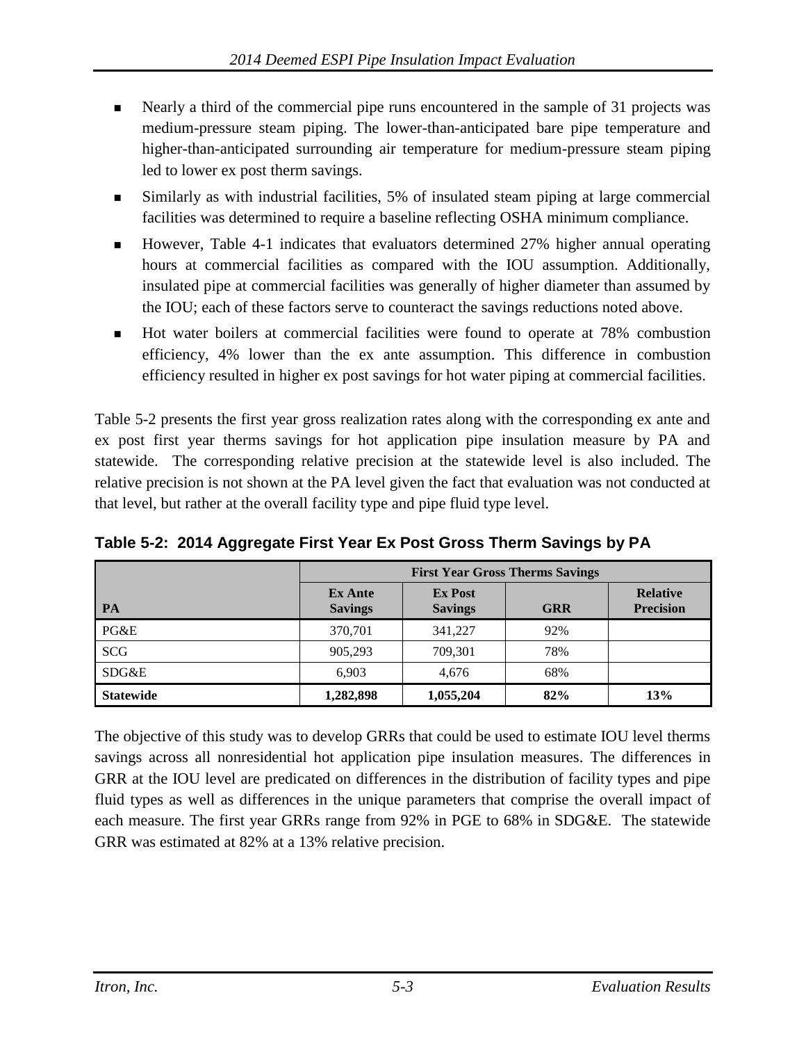- Nearly a third of the commercial pipe runs encountered in the sample of 31 projects was medium-pressure steam piping. The lower-than-anticipated bare pipe temperature and higher-than-anticipated surrounding air temperature for medium-pressure steam piping led to lower ex post therm savings.
- Similarly as with industrial facilities, 5% of insulated steam piping at large commercial facilities was determined to require a baseline reflecting OSHA minimum compliance.
- However, Table 4-1 indicates that evaluators determined 27% higher annual operating hours at commercial facilities as compared with the IOU assumption. Additionally, insulated pipe at commercial facilities was generally of higher diameter than assumed by the IOU; each of these factors serve to counteract the savings reductions noted above.
- Hot water boilers at commercial facilities were found to operate at 78% combustion efficiency, 4% lower than the ex ante assumption. This difference in combustion efficiency resulted in higher ex post savings for hot water piping at commercial facilities.

Table 5-2 presents the first year gross realization rates along with the corresponding ex ante and ex post first year therms savings for hot application pipe insulation measure by PA and statewide. The corresponding relative precision at the statewide level is also included. The relative precision is not shown at the PA level given the fact that evaluation was not conducted at that level, but rather at the overall facility type and pipe fluid type level.

**Table 5-2: 2014 Aggregate First Year Ex Post Gross Therm Savings by PA**

| | First Year Gross Therms Savings | | | |
|---|---|---|---|---|
| **PA** | **Ex Ante Savings** | **Ex Post Savings** | **GRR** | **Relative Precision** |
| PG&E | 370,701 | 341,227 | 92% | |
| SCG | 905,293 | 709,301 | 78% | |
| SDG&E | 6,903 | 4,676 | 68% | |
| **Statewide** | **1,282,898** | **1,055,204** | **82%** | **13%** |

The objective of this study was to develop GRRs that could be used to estimate IOU level therms savings across all nonresidential hot application pipe insulation measures. The differences in GRR at the IOU level are predicated on differences in the distribution of facility types and pipe fluid types as well as differences in the unique parameters that comprise the overall impact of each measure. The first year GRRs range from 92% in PGE to 68% in SDG&E. The statewide GRR was estimated at 82% at a 13% relative precision.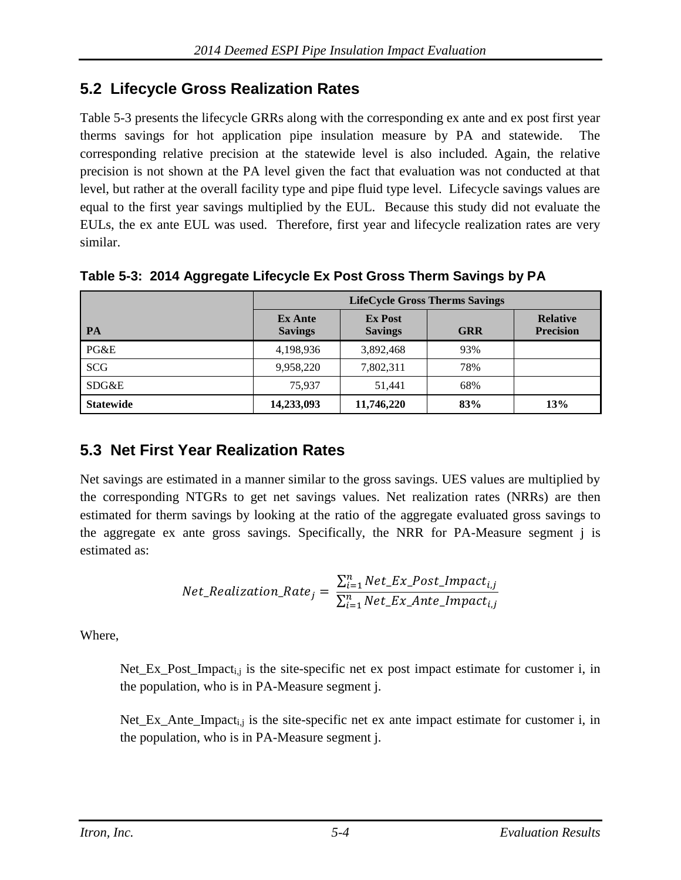## 5.2 Lifecycle Gross Realization Rates

Table 5-3 presents the lifecycle GRRs along with the corresponding ex ante and ex post first year therms savings for hot application pipe insulation measure by PA and statewide. The corresponding relative precision at the statewide level is also included. Again, the relative precision is not shown at the PA level given the fact that evaluation was not conducted at that level, but rather at the overall facility type and pipe fluid type level. Lifecycle savings values are equal to the first year savings multiplied by the EUL. Because this study did not evaluate the EULs, the ex ante EUL was used. Therefore, first year and lifecycle realization rates are very similar.

**Table 5-3: 2014 Aggregate Lifecycle Ex Post Gross Therm Savings by PA**

| | LifeCycle Gross Therms Savings | | | |
|---|---|---|---|---|
| **PA** | **Ex Ante Savings** | **Ex Post Savings** | **GRR** | **Relative Precision** |
| PG&E | 4,198,936 | 3,892,468 | 93% | |
| SCG | 9,958,220 | 7,802,311 | 78% | |
| SDG&E | 75,937 | 51,441 | 68% | |
| **Statewide** | **14,233,093** | **11,746,220** | **83%** | **13%** |

## 5.3 Net First Year Realization Rates

Net savings are estimated in a manner similar to the gross savings. UES values are multiplied by the corresponding NTGRs to get net savings values. Net realization rates (NRRs) are then estimated for therm savings by looking at the ratio of the aggregate evaluated gross savings to the aggregate ex ante gross savings. Specifically, the NRR for PA-Measure segment j is estimated as:

$$Net\_Realization\_Rate_j = \frac{\sum_{i=1}^{n} Net\_Ex\_Post\_Impact_{i,j}}{\sum_{i=1}^{n} Net\_Ex\_Ante\_Impact_{i,j}}$$

Where,

> $Net\_Ex\_Post\_Impact_{i,j}$ is the site-specific net ex post impact estimate for customer i, in the population, who is in PA-Measure segment j.
>
> $Net\_Ex\_Ante\_Impact_{i,j}$ is the site-specific net ex ante impact estimate for customer i, in the population, who is in PA-Measure segment j.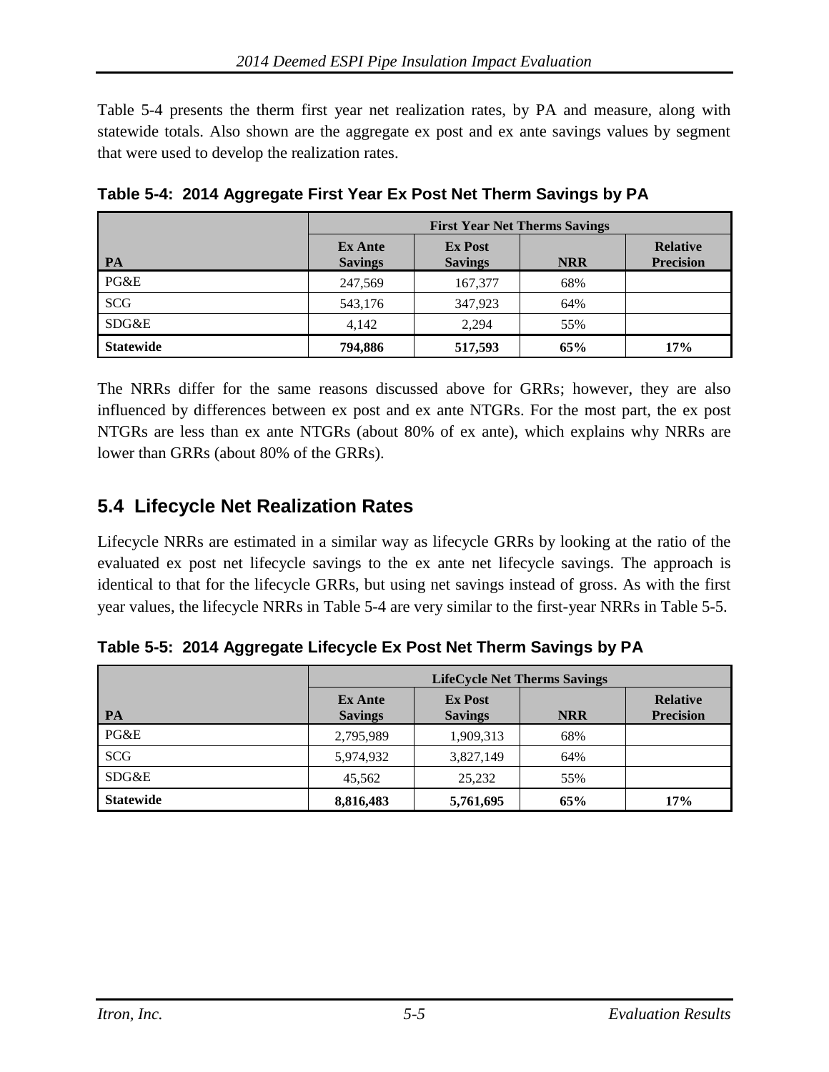Table 5-4 presents the therm first year net realization rates, by PA and measure, along with statewide totals. Also shown are the aggregate ex post and ex ante savings values by segment that were used to develop the realization rates.

**Table 5-4: 2014 Aggregate First Year Ex Post Net Therm Savings by PA**

| | First Year Net Therms Savings | | | |
|---|---|---|---|---|
| **PA** | **Ex Ante Savings** | **Ex Post Savings** | **NRR** | **Relative Precision** |
| PG&E | 247,569 | 167,377 | 68% | |
| SCG | 543,176 | 347,923 | 64% | |
| SDG&E | 4,142 | 2,294 | 55% | |
| **Statewide** | **794,886** | **517,593** | **65%** | **17%** |

The NRRs differ for the same reasons discussed above for GRRs; however, they are also influenced by differences between ex post and ex ante NTGRs. For the most part, the ex post NTGRs are less than ex ante NTGRs (about 80% of ex ante), which explains why NRRs are lower than GRRs (about 80% of the GRRs).

## 5.4 Lifecycle Net Realization Rates

Lifecycle NRRs are estimated in a similar way as lifecycle GRRs by looking at the ratio of the evaluated ex post net lifecycle savings to the ex ante net lifecycle savings. The approach is identical to that for the lifecycle GRRs, but using net savings instead of gross. As with the first year values, the lifecycle NRRs in Table 5-4 are very similar to the first-year NRRs in Table 5-5.

**Table 5-5: 2014 Aggregate Lifecycle Ex Post Net Therm Savings by PA**

| | LifeCycle Net Therms Savings | | | |
|---|---|---|---|---|
| **PA** | **Ex Ante Savings** | **Ex Post Savings** | **NRR** | **Relative Precision** |
| PG&E | 2,795,989 | 1,909,313 | 68% | |
| SCG | 5,974,932 | 3,827,149 | 64% | |
| SDG&E | 45,562 | 25,232 | 55% | |
| **Statewide** | **8,816,483** | **5,761,695** | **65%** | **17%** |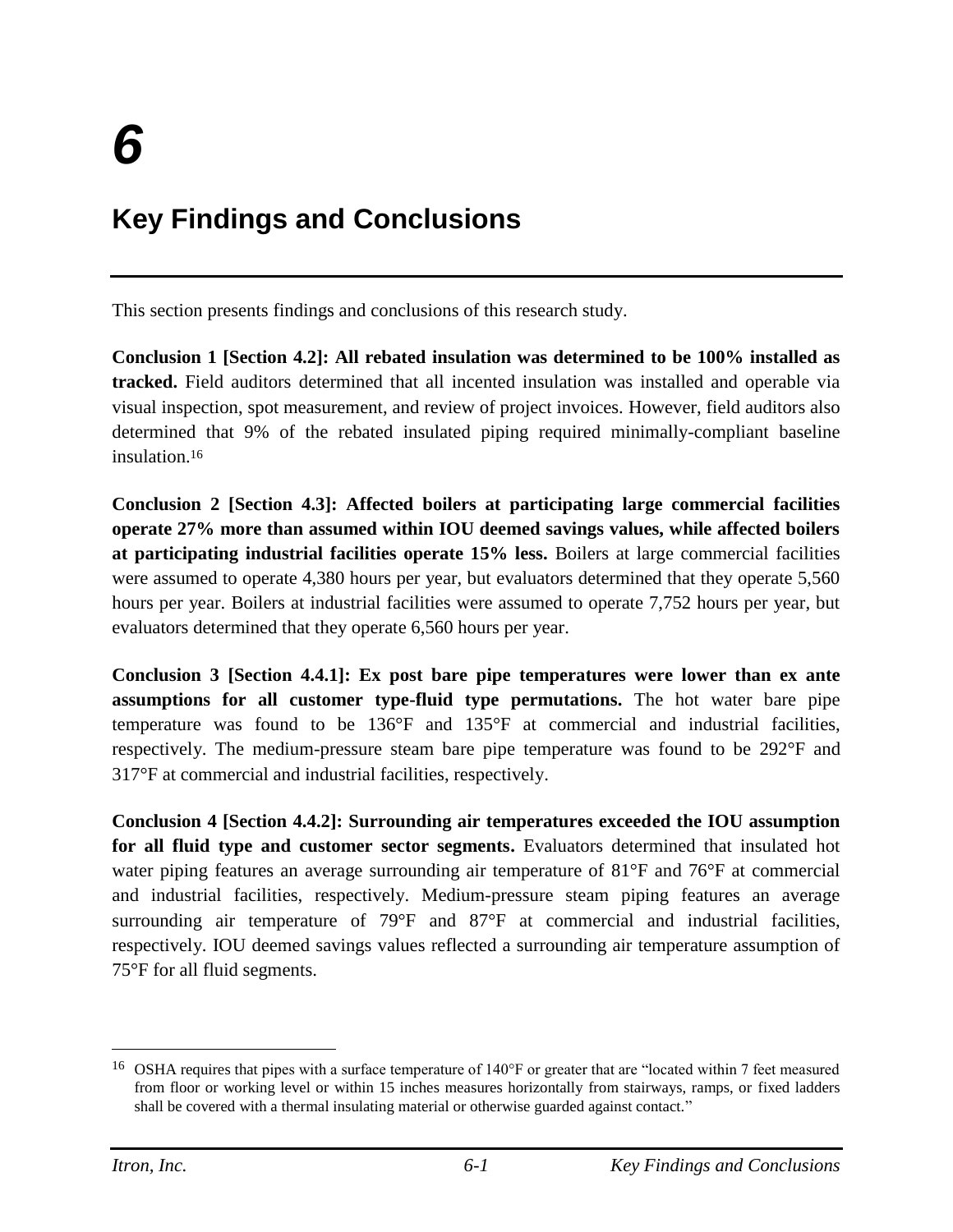# 6

# Key Findings and Conclusions

This section presents findings and conclusions of this research study.

**Conclusion 1 [Section 4.2]: All rebated insulation was determined to be 100% installed as tracked.** Field auditors determined that all incented insulation was installed and operable via visual inspection, spot measurement, and review of project invoices. However, field auditors also determined that 9% of the rebated insulated piping required minimally-compliant baseline insulation.[16]

**Conclusion 2 [Section 4.3]: Affected boilers at participating large commercial facilities operate 27% more than assumed within IOU deemed savings values, while affected boilers at participating industrial facilities operate 15% less.** Boilers at large commercial facilities were assumed to operate 4,380 hours per year, but evaluators determined that they operate 5,560 hours per year. Boilers at industrial facilities were assumed to operate 7,752 hours per year, but evaluators determined that they operate 6,560 hours per year.

**Conclusion 3 [Section 4.4.1]: Ex post bare pipe temperatures were lower than ex ante assumptions for all customer type-fluid type permutations.** The hot water bare pipe temperature was found to be 136°F and 135°F at commercial and industrial facilities, respectively. The medium-pressure steam bare pipe temperature was found to be 292°F and 317°F at commercial and industrial facilities, respectively.

**Conclusion 4 [Section 4.4.2]: Surrounding air temperatures exceeded the IOU assumption for all fluid type and customer sector segments.** Evaluators determined that insulated hot water piping features an average surrounding air temperature of 81°F and 76°F at commercial and industrial facilities, respectively. Medium-pressure steam piping features an average surrounding air temperature of 79°F and 87°F at commercial and industrial facilities, respectively. IOU deemed savings values reflected a surrounding air temperature assumption of 75°F for all fluid segments.

---

[16] OSHA requires that pipes with a surface temperature of 140°F or greater that are "located within 7 feet measured from floor or working level or within 15 inches measures horizontally from stairways, ramps, or fixed ladders shall be covered with a thermal insulating material or otherwise guarded against contact."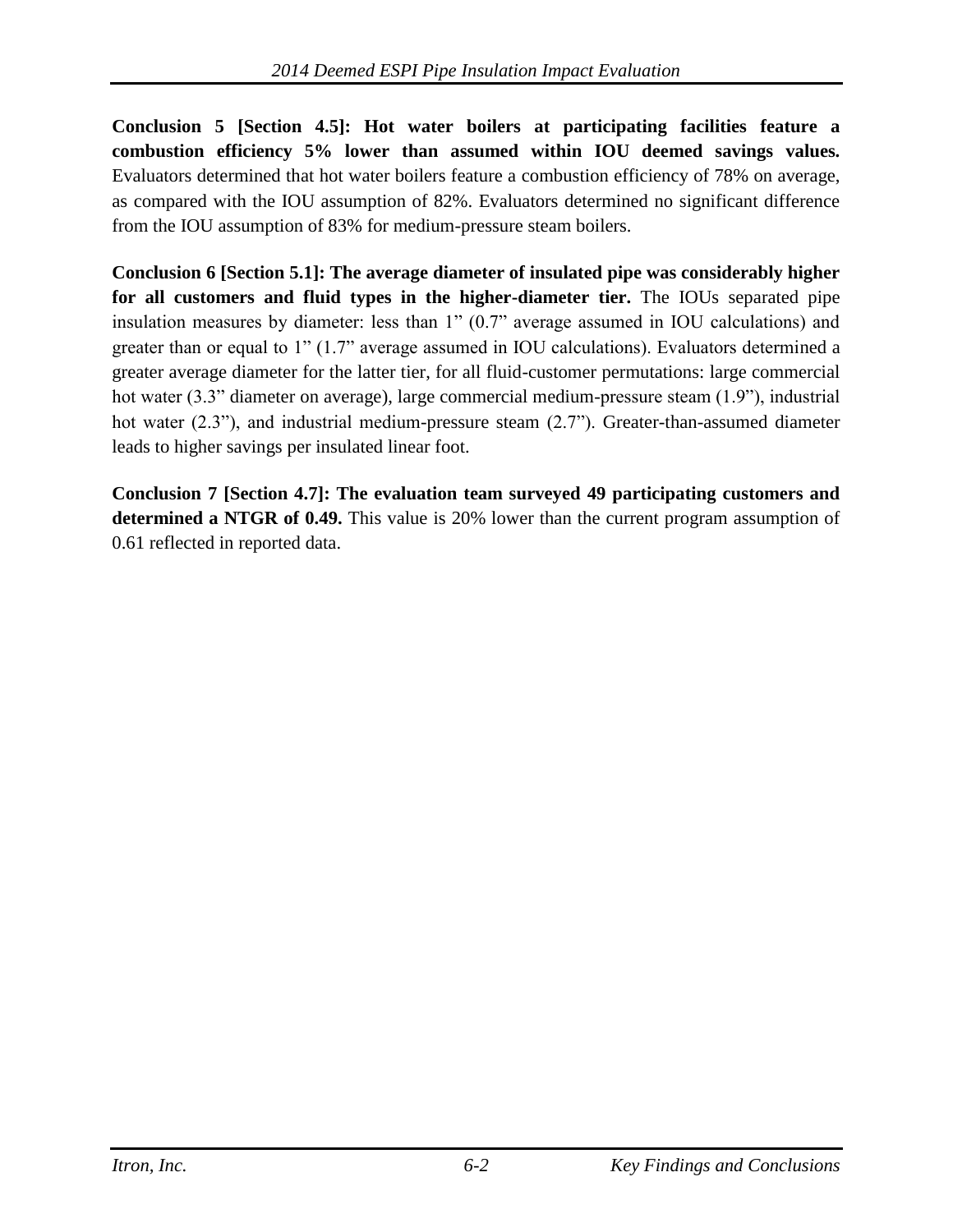**Conclusion 5 [Section 4.5]: Hot water boilers at participating facilities feature a combustion efficiency 5% lower than assumed within IOU deemed savings values.** Evaluators determined that hot water boilers feature a combustion efficiency of 78% on average, as compared with the IOU assumption of 82%. Evaluators determined no significant difference from the IOU assumption of 83% for medium-pressure steam boilers.

**Conclusion 6 [Section 5.1]: The average diameter of insulated pipe was considerably higher for all customers and fluid types in the higher-diameter tier.** The IOUs separated pipe insulation measures by diameter: less than 1" (0.7" average assumed in IOU calculations) and greater than or equal to 1" (1.7" average assumed in IOU calculations). Evaluators determined a greater average diameter for the latter tier, for all fluid-customer permutations: large commercial hot water (3.3" diameter on average), large commercial medium-pressure steam (1.9"), industrial hot water (2.3"), and industrial medium-pressure steam (2.7"). Greater-than-assumed diameter leads to higher savings per insulated linear foot.

**Conclusion 7 [Section 4.7]: The evaluation team surveyed 49 participating customers and determined a NTGR of 0.49.** This value is 20% lower than the current program assumption of 0.61 reflected in reported data.